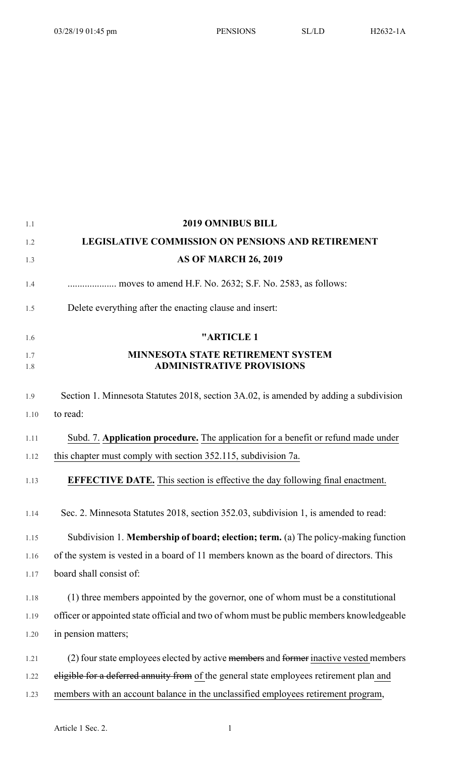# 2019 OMNIBUS BILL

## LEGISLATIVE COMMISSION ON PENSIONS AND RETIREMENT

## AS OF MARCH 26, 2019

.................... moves to amend H.F. No. 2632; S.F. No. 2583, as follows:

Delete everything after the enacting clause and insert:

## "ARTICLE 1

## MINNESOTA STATE RETIREMENT SYSTEM ADMINISTRATIVE PROVISIONS

Section 1. Minnesota Statutes 2018, section 3A.02, is amended by adding a subdivision to read:

Subd. 7. **Application procedure.** The application for a benefit or refund made under this chapter must comply with section 352.115, subdivision 7a.

**EFFECTIVE DATE.** This section is effective the day following final enactment.

Sec. 2. Minnesota Statutes 2018, section 352.03, subdivision 1, is amended to read:

Subdivision 1. **Membership of board; election; term.** (a) The policy-making function of the system is vested in a board of 11 members known as the board of directors. This board shall consist of:

(1) three members appointed by the governor, one of whom must be a constitutional officer or appointed state official and two of whom must be public members knowledgeable in pension matters;

(2) four state employees elected by active ~~members~~ and ~~former~~ inactive vested members ~~eligible for a deferred annuity from~~ of the general state employees retirement plan and members with an account balance in the unclassified employees retirement program,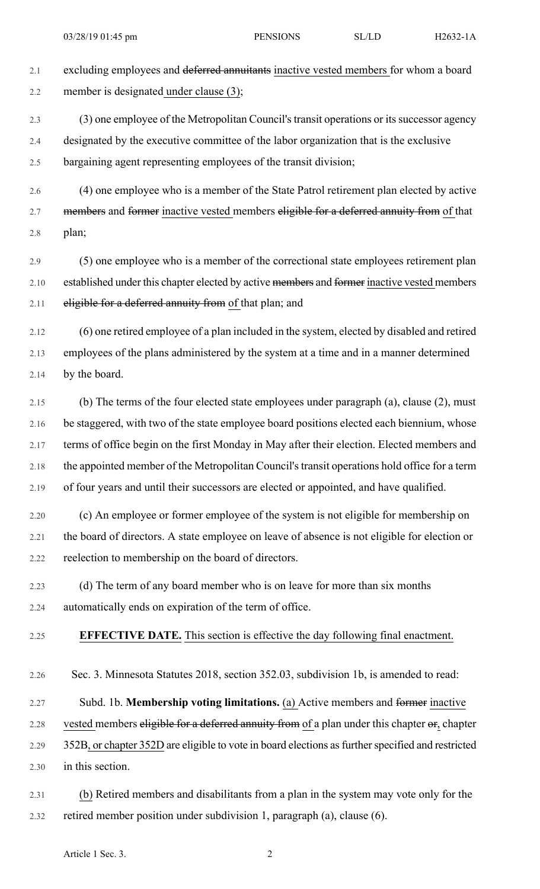excluding employees and ~~deferred annuitants~~ inactive vested members for whom a board member is designated under clause (3);

(3) one employee of the Metropolitan Council's transit operations or its successor agency designated by the executive committee of the labor organization that is the exclusive bargaining agent representing employees of the transit division;

(4) one employee who is a member of the State Patrol retirement plan elected by active ~~members~~ and ~~former~~ inactive vested members ~~eligible for a deferred annuity from~~ of that plan;

(5) one employee who is a member of the correctional state employees retirement plan established under this chapter elected by active ~~members~~ and ~~former~~ inactive vested members ~~eligible for a deferred annuity from~~ of that plan; and

(6) one retired employee of a plan included in the system, elected by disabled and retired employees of the plans administered by the system at a time and in a manner determined by the board.

(b) The terms of the four elected state employees under paragraph (a), clause (2), must be staggered, with two of the state employee board positions elected each biennium, whose terms of office begin on the first Monday in May after their election. Elected members and the appointed member of the Metropolitan Council's transit operations hold office for a term of four years and until their successors are elected or appointed, and have qualified.

(c) An employee or former employee of the system is not eligible for membership on the board of directors. A state employee on leave of absence is not eligible for election or reelection to membership on the board of directors.

(d) The term of any board member who is on leave for more than six months automatically ends on expiration of the term of office.

**EFFECTIVE DATE.** This section is effective the day following final enactment.

Sec. 3. Minnesota Statutes 2018, section 352.03, subdivision 1b, is amended to read:

Subd. 1b. **Membership voting limitations.** (a) Active members and ~~former~~ inactive vested members ~~eligible for a deferred annuity from~~ of a plan under this chapter ~~or~~, chapter 352B, or chapter 352D are eligible to vote in board elections as further specified and restricted in this section.

(b) Retired members and disabilitants from a plan in the system may vote only for the retired member position under subdivision 1, paragraph (a), clause (6).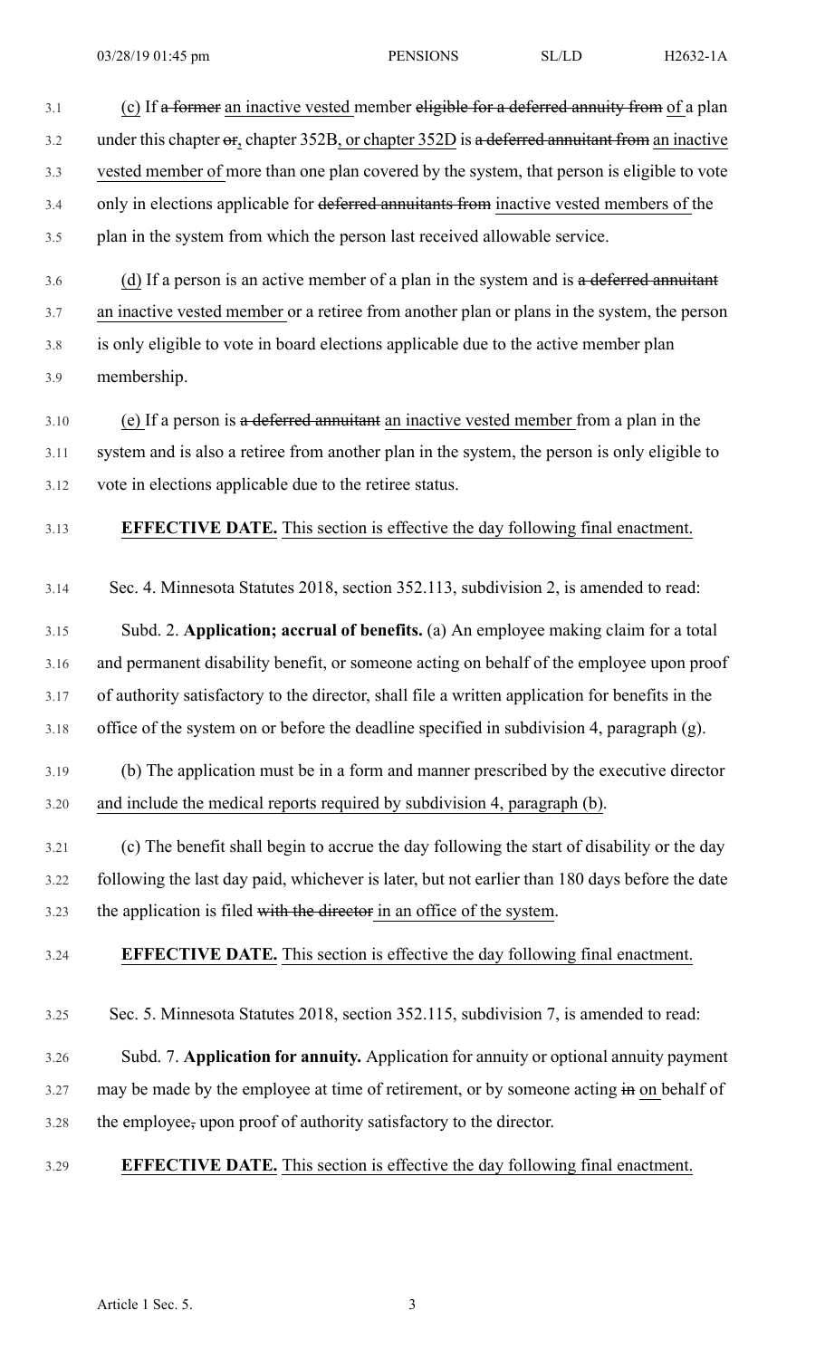(c) If ~~a former~~ an inactive vested member ~~eligible for a deferred annuity from~~ of a plan under this chapter ~~or~~, chapter 352B, or chapter 352D is ~~a deferred annuitant from~~ an inactive vested member of more than one plan covered by the system, that person is eligible to vote only in elections applicable for ~~deferred annuitants from~~ inactive vested members of the plan in the system from which the person last received allowable service.

(d) If a person is an active member of a plan in the system and is ~~a deferred annuitant~~ an inactive vested member or a retiree from another plan or plans in the system, the person is only eligible to vote in board elections applicable due to the active member plan membership.

(e) If a person is ~~a deferred annuitant~~ an inactive vested member from a plan in the system and is also a retiree from another plan in the system, the person is only eligible to vote in elections applicable due to the retiree status.

**EFFECTIVE DATE.** This section is effective the day following final enactment.

Sec. 4. Minnesota Statutes 2018, section 352.113, subdivision 2, is amended to read:

Subd. 2. **Application; accrual of benefits.** (a) An employee making claim for a total and permanent disability benefit, or someone acting on behalf of the employee upon proof of authority satisfactory to the director, shall file a written application for benefits in the office of the system on or before the deadline specified in subdivision 4, paragraph (g).

(b) The application must be in a form and manner prescribed by the executive director and include the medical reports required by subdivision 4, paragraph (b).

(c) The benefit shall begin to accrue the day following the start of disability or the day following the last day paid, whichever is later, but not earlier than 180 days before the date the application is filed ~~with the director~~ in an office of the system.

**EFFECTIVE DATE.** This section is effective the day following final enactment.

Sec. 5. Minnesota Statutes 2018, section 352.115, subdivision 7, is amended to read:

Subd. 7. **Application for annuity.** Application for annuity or optional annuity payment may be made by the employee at time of retirement, or by someone acting ~~in~~ on behalf of the employee~~,~~ upon proof of authority satisfactory to the director.

**EFFECTIVE DATE.** This section is effective the day following final enactment.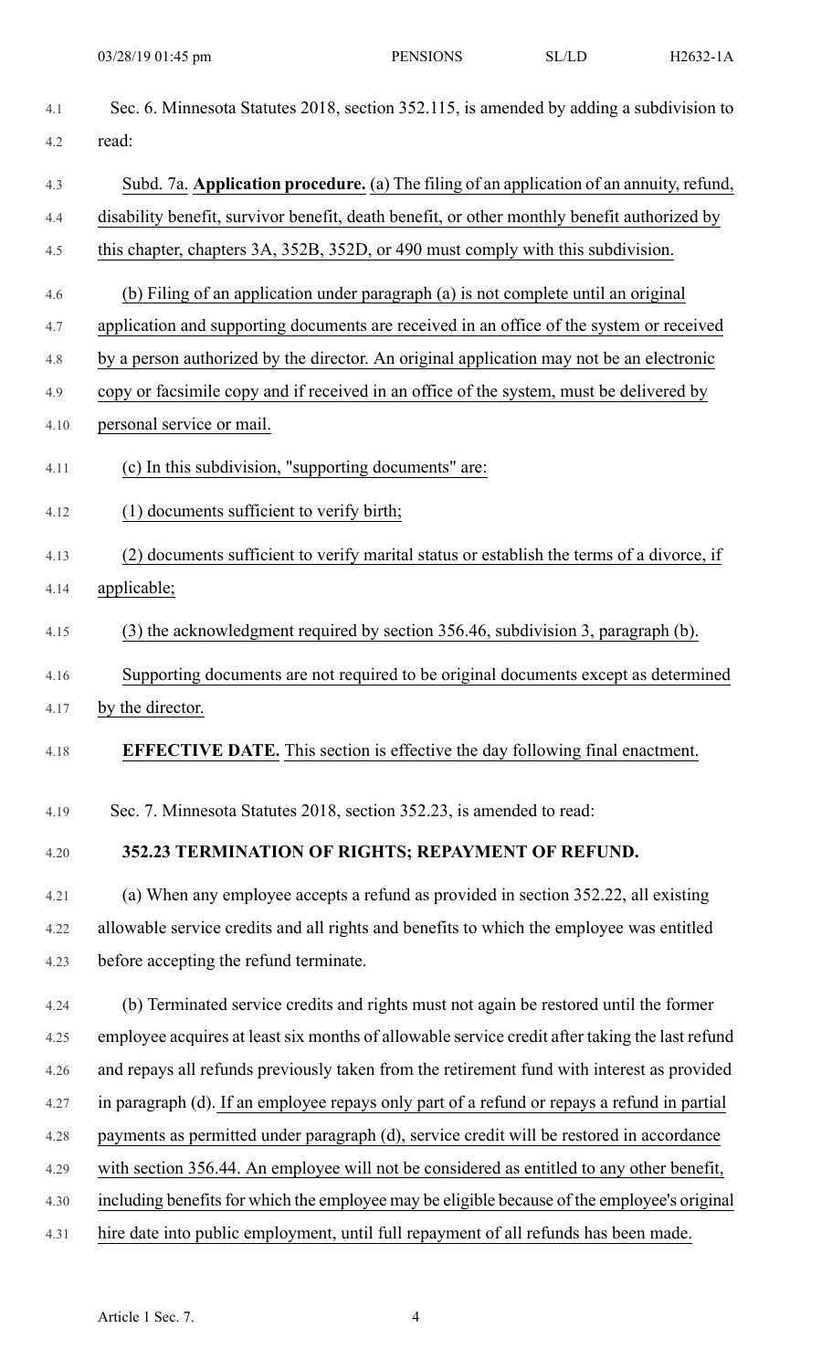Sec. 6. Minnesota Statutes 2018, section 352.115, is amended by adding a subdivision to read:

Subd. 7a. **Application procedure.** (a) The filing of an application of an annuity, refund, disability benefit, survivor benefit, death benefit, or other monthly benefit authorized by this chapter, chapters 3A, 352B, 352D, or 490 must comply with this subdivision.

(b) Filing of an application under paragraph (a) is not complete until an original application and supporting documents are received in an office of the system or received by a person authorized by the director. An original application may not be an electronic copy or facsimile copy and if received in an office of the system, must be delivered by personal service or mail.

(c) In this subdivision, "supporting documents" are:

(1) documents sufficient to verify birth;

(2) documents sufficient to verify marital status or establish the terms of a divorce, if applicable;

(3) the acknowledgment required by section 356.46, subdivision 3, paragraph (b).

Supporting documents are not required to be original documents except as determined by the director.

**EFFECTIVE DATE.** This section is effective the day following final enactment.

Sec. 7. Minnesota Statutes 2018, section 352.23, is amended to read:

**352.23 TERMINATION OF RIGHTS; REPAYMENT OF REFUND.**

(a) When any employee accepts a refund as provided in section 352.22, all existing allowable service credits and all rights and benefits to which the employee was entitled before accepting the refund terminate.

(b) Terminated service credits and rights must not again be restored until the former employee acquires at least six months of allowable service credit after taking the last refund and repays all refunds previously taken from the retirement fund with interest as provided in paragraph (d). If an employee repays only part of a refund or repays a refund in partial payments as permitted under paragraph (d), service credit will be restored in accordance with section 356.44. An employee will not be considered as entitled to any other benefit, including benefits for which the employee may be eligible because of the employee's original hire date into public employment, until full repayment of all refunds has been made.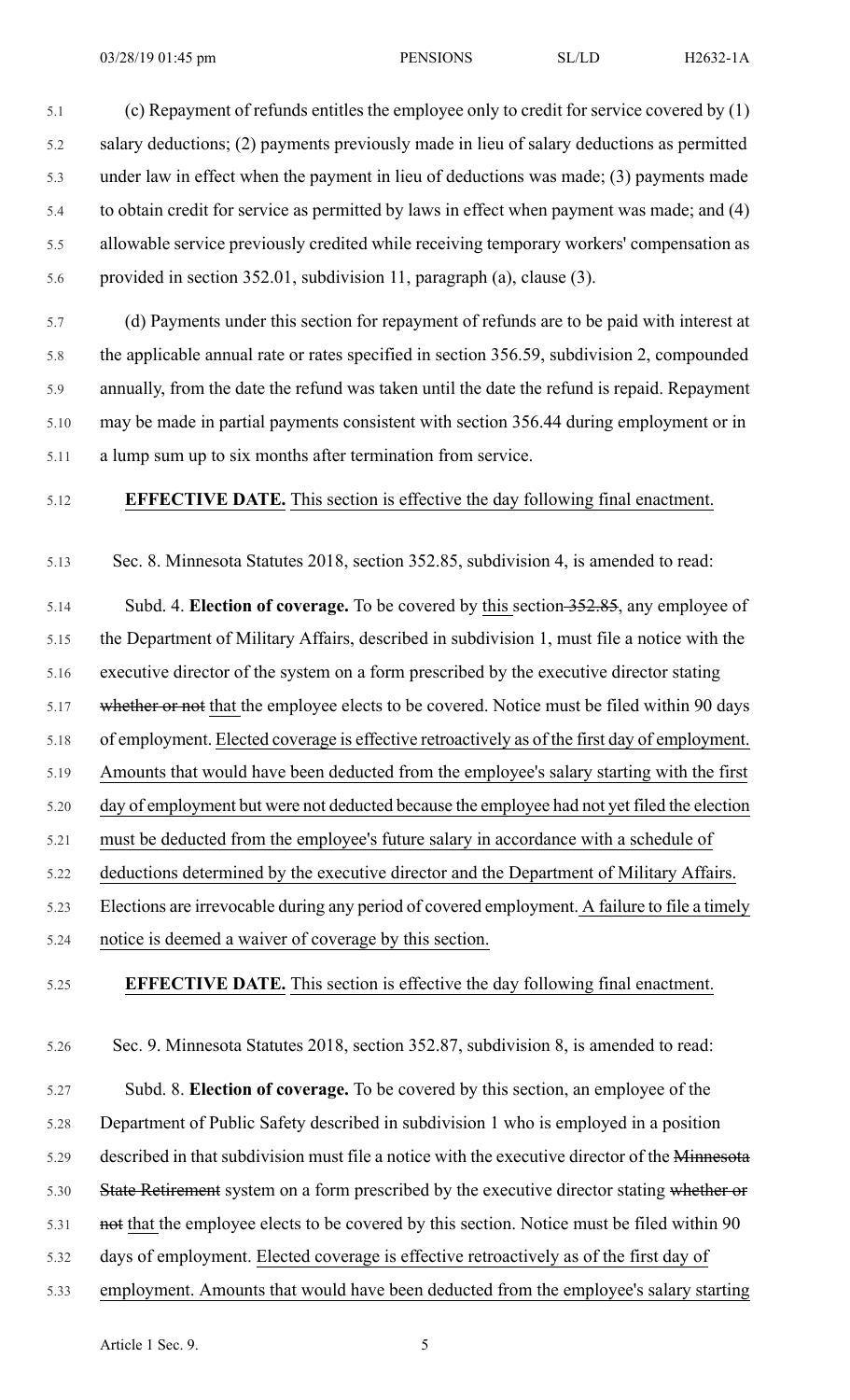(c) Repayment of refunds entitles the employee only to credit for service covered by (1) salary deductions; (2) payments previously made in lieu of salary deductions as permitted under law in effect when the payment in lieu of deductions was made; (3) payments made to obtain credit for service as permitted by laws in effect when payment was made; and (4) allowable service previously credited while receiving temporary workers' compensation as provided in section 352.01, subdivision 11, paragraph (a), clause (3).

(d) Payments under this section for repayment of refunds are to be paid with interest at the applicable annual rate or rates specified in section 356.59, subdivision 2, compounded annually, from the date the refund was taken until the date the refund is repaid. Repayment may be made in partial payments consistent with section 356.44 during employment or in a lump sum up to six months after termination from service.

**EFFECTIVE DATE.** This section is effective the day following final enactment.

Sec. 8. Minnesota Statutes 2018, section 352.85, subdivision 4, is amended to read:

Subd. 4. **Election of coverage.** To be covered by this section ~~352.85~~, any employee of the Department of Military Affairs, described in subdivision 1, must file a notice with the executive director of the system on a form prescribed by the executive director stating ~~whether or not~~ that the employee elects to be covered. Notice must be filed within 90 days of employment. Elected coverage is effective retroactively as of the first day of employment. Amounts that would have been deducted from the employee's salary starting with the first day of employment but were not deducted because the employee had not yet filed the election must be deducted from the employee's future salary in accordance with a schedule of deductions determined by the executive director and the Department of Military Affairs. Elections are irrevocable during any period of covered employment. A failure to file a timely notice is deemed a waiver of coverage by this section.

**EFFECTIVE DATE.** This section is effective the day following final enactment.

Sec. 9. Minnesota Statutes 2018, section 352.87, subdivision 8, is amended to read:

Subd. 8. **Election of coverage.** To be covered by this section, an employee of the Department of Public Safety described in subdivision 1 who is employed in a position described in that subdivision must file a notice with the executive director of the ~~Minnesota State Retirement~~ system on a form prescribed by the executive director stating ~~whether or not~~ that the employee elects to be covered by this section. Notice must be filed within 90 days of employment. Elected coverage is effective retroactively as of the first day of employment. Amounts that would have been deducted from the employee's salary starting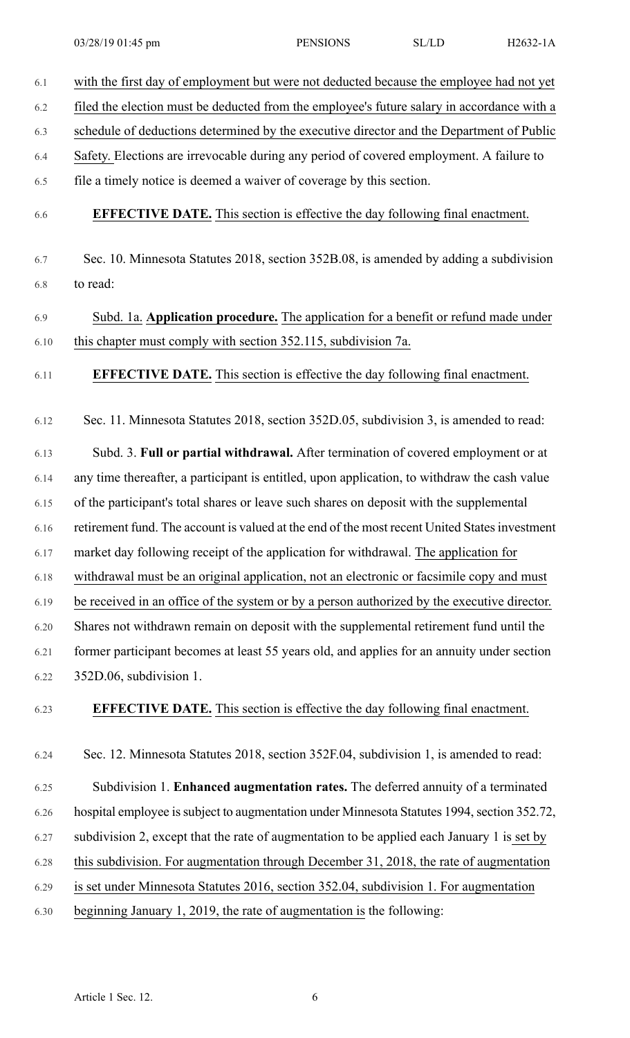with the first day of employment but were not deducted because the employee had not yet filed the election must be deducted from the employee's future salary in accordance with a schedule of deductions determined by the executive director and the Department of Public Safety. Elections are irrevocable during any period of covered employment. A failure to file a timely notice is deemed a waiver of coverage by this section.

**EFFECTIVE DATE.** This section is effective the day following final enactment.

Sec. 10. Minnesota Statutes 2018, section 352B.08, is amended by adding a subdivision to read:

Subd. 1a. **Application procedure.** The application for a benefit or refund made under this chapter must comply with section 352.115, subdivision 7a.

**EFFECTIVE DATE.** This section is effective the day following final enactment.

Sec. 11. Minnesota Statutes 2018, section 352D.05, subdivision 3, is amended to read:

Subd. 3. **Full or partial withdrawal.** After termination of covered employment or at any time thereafter, a participant is entitled, upon application, to withdraw the cash value of the participant's total shares or leave such shares on deposit with the supplemental retirement fund. The account is valued at the end of the most recent United States investment market day following receipt of the application for withdrawal. The application for withdrawal must be an original application, not an electronic or facsimile copy and must be received in an office of the system or by a person authorized by the executive director. Shares not withdrawn remain on deposit with the supplemental retirement fund until the former participant becomes at least 55 years old, and applies for an annuity under section 352D.06, subdivision 1.

**EFFECTIVE DATE.** This section is effective the day following final enactment.

Sec. 12. Minnesota Statutes 2018, section 352F.04, subdivision 1, is amended to read:

Subdivision 1. **Enhanced augmentation rates.** The deferred annuity of a terminated hospital employee is subject to augmentation under Minnesota Statutes 1994, section 352.72, subdivision 2, except that the rate of augmentation to be applied each January 1 is set by this subdivision. For augmentation through December 31, 2018, the rate of augmentation is set under Minnesota Statutes 2016, section 352.04, subdivision 1. For augmentation beginning January 1, 2019, the rate of augmentation is the following: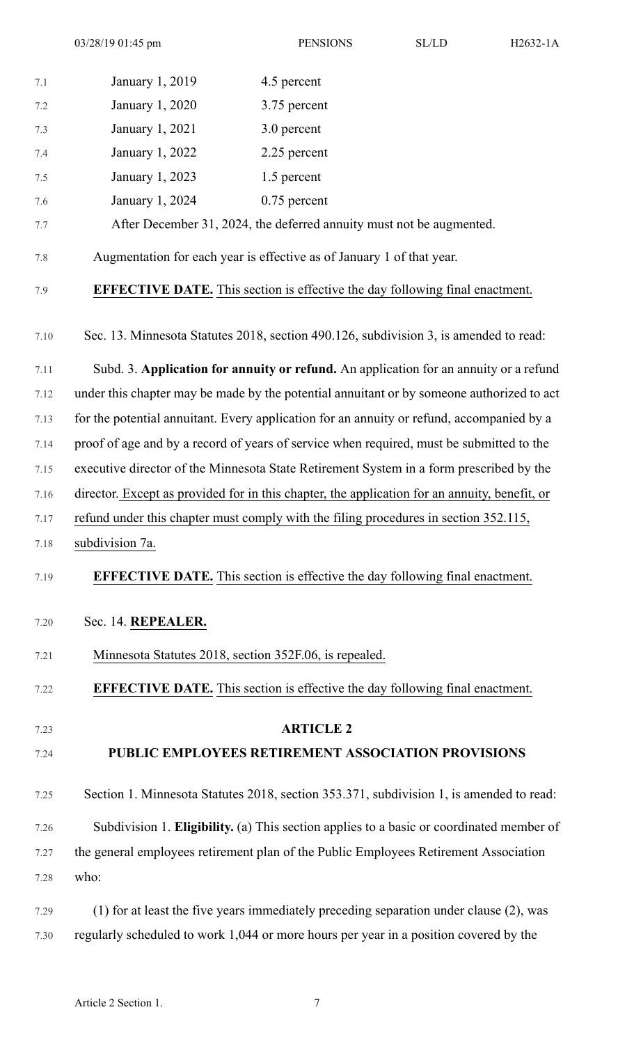| | |
|---|---|
| January 1, 2019 | 4.5 percent |
| January 1, 2020 | 3.75 percent |
| January 1, 2021 | 3.0 percent |
| January 1, 2022 | 2.25 percent |
| January 1, 2023 | 1.5 percent |
| January 1, 2024 | 0.75 percent |

After December 31, 2024, the deferred annuity must not be augmented.

Augmentation for each year is effective as of January 1 of that year.

**EFFECTIVE DATE.** This section is effective the day following final enactment.

Sec. 13. Minnesota Statutes 2018, section 490.126, subdivision 3, is amended to read:

Subd. 3. **Application for annuity or refund.** An application for an annuity or a refund under this chapter may be made by the potential annuitant or by someone authorized to act for the potential annuitant. Every application for an annuity or refund, accompanied by a proof of age and by a record of years of service when required, must be submitted to the executive director of the Minnesota State Retirement System in a form prescribed by the director. Except as provided for in this chapter, the application for an annuity, benefit, or refund under this chapter must comply with the filing procedures in section 352.115, subdivision 7a.

**EFFECTIVE DATE.** This section is effective the day following final enactment.

Sec. 14. **REPEALER.**

Minnesota Statutes 2018, section 352F.06, is repealed.

**EFFECTIVE DATE.** This section is effective the day following final enactment.

## ARTICLE 2

## PUBLIC EMPLOYEES RETIREMENT ASSOCIATION PROVISIONS

Section 1. Minnesota Statutes 2018, section 353.371, subdivision 1, is amended to read:

Subdivision 1. **Eligibility.** (a) This section applies to a basic or coordinated member of the general employees retirement plan of the Public Employees Retirement Association who:

(1) for at least the five years immediately preceding separation under clause (2), was regularly scheduled to work 1,044 or more hours per year in a position covered by the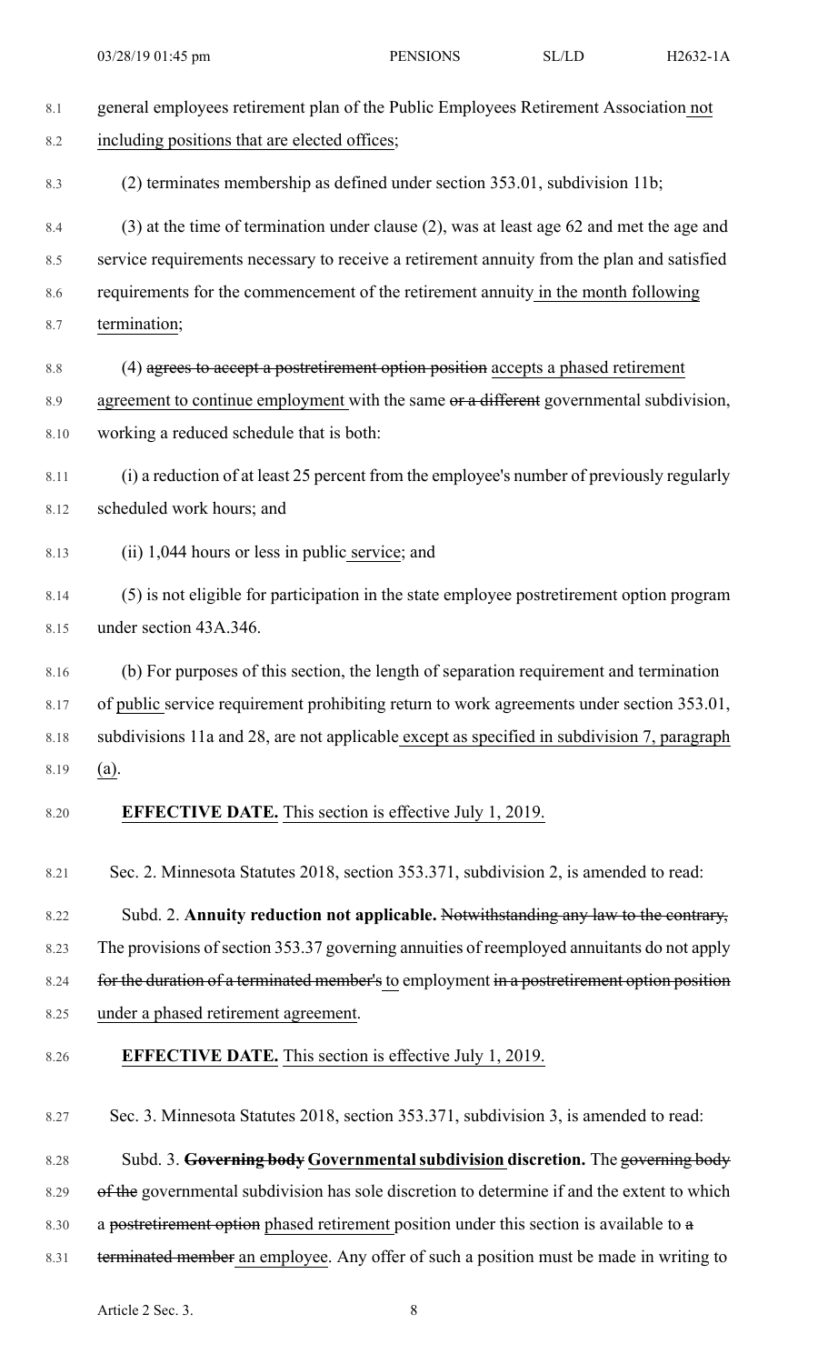general employees retirement plan of the Public Employees Retirement Association not including positions that are elected offices;

(2) terminates membership as defined under section 353.01, subdivision 11b;

(3) at the time of termination under clause (2), was at least age 62 and met the age and service requirements necessary to receive a retirement annuity from the plan and satisfied requirements for the commencement of the retirement annuity in the month following termination;

(4) ~~agrees to accept a postretirement option position~~ accepts a phased retirement agreement to continue employment with the same ~~or a different~~ governmental subdivision, working a reduced schedule that is both:

(i) a reduction of at least 25 percent from the employee's number of previously regularly scheduled work hours; and

(ii) 1,044 hours or less in public service; and

(5) is not eligible for participation in the state employee postretirement option program under section 43A.346.

(b) For purposes of this section, the length of separation requirement and termination of public service requirement prohibiting return to work agreements under section 353.01, subdivisions 11a and 28, are not applicable except as specified in subdivision 7, paragraph (a).

**EFFECTIVE DATE.** This section is effective July 1, 2019.

Sec. 2. Minnesota Statutes 2018, section 353.371, subdivision 2, is amended to read:

Subd. 2. **Annuity reduction not applicable.** ~~Notwithstanding any law to the contrary,~~ The provisions of section 353.37 governing annuities of reemployed annuitants do not apply ~~for the duration of a terminated member's~~ to employment ~~in a postretirement option position~~ under a phased retirement agreement.

**EFFECTIVE DATE.** This section is effective July 1, 2019.

Sec. 3. Minnesota Statutes 2018, section 353.371, subdivision 3, is amended to read:

Subd. 3. ~~**Governing body**~~ **Governmental subdivision discretion.** The ~~governing body of the~~ governmental subdivision has sole discretion to determine if and the extent to which a ~~postretirement option~~ phased retirement position under this section is available to ~~a terminated member~~ an employee. Any offer of such a position must be made in writing to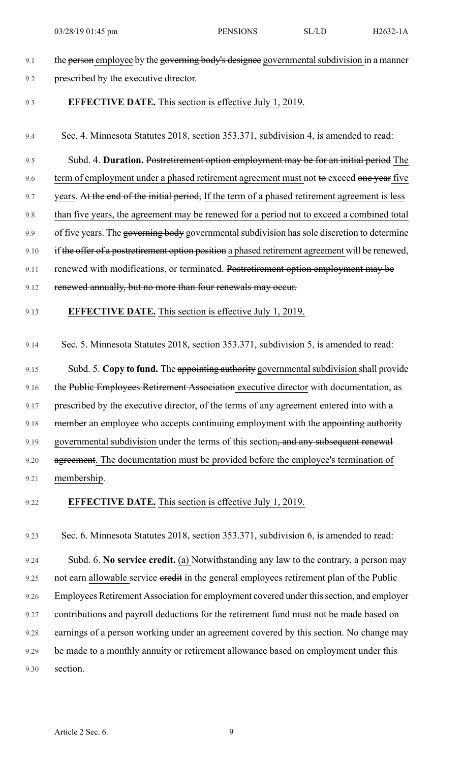the ~~person~~ employee by the ~~governing body's designee~~ governmental subdivision in a manner prescribed by the executive director.

**EFFECTIVE DATE.** This section is effective July 1, 2019.

Sec. 4. Minnesota Statutes 2018, section 353.371, subdivision 4, is amended to read:

Subd. 4. **Duration.** ~~Postretirement option employment may be for an initial period~~ The term of employment under a phased retirement agreement must not ~~to~~ exceed ~~one year~~ five years. ~~At the end of the initial period,~~ If the term of a phased retirement agreement is less than five years, the agreement may be renewed for a period not to exceed a combined total of five years. The ~~governing body~~ governmental subdivision has sole discretion to determine if ~~the offer of a postretirement option position~~ a phased retirement agreement will be renewed, renewed with modifications, or terminated. ~~Postretirement option employment may be renewed annually, but no more than four renewals may occur.~~

**EFFECTIVE DATE.** This section is effective July 1, 2019.

Sec. 5. Minnesota Statutes 2018, section 353.371, subdivision 5, is amended to read:

Subd. 5. **Copy to fund.** The ~~appointing authority~~ governmental subdivision shall provide the ~~Public Employees Retirement Association~~ executive director with documentation, as prescribed by the executive director, of the terms of any agreement entered into with ~~a member~~ an employee who accepts continuing employment with the ~~appointing authority~~ governmental subdivision under the terms of this section~~, and any subsequent renewal agreement~~. The documentation must be provided before the employee's termination of membership.

**EFFECTIVE DATE.** This section is effective July 1, 2019.

Sec. 6. Minnesota Statutes 2018, section 353.371, subdivision 6, is amended to read:

Subd. 6. **No service credit.** (a) Notwithstanding any law to the contrary, a person may not earn allowable service ~~credit~~ in the general employees retirement plan of the Public Employees Retirement Association for employment covered under this section, and employer contributions and payroll deductions for the retirement fund must not be made based on earnings of a person working under an agreement covered by this section. No change may be made to a monthly annuity or retirement allowance based on employment under this section.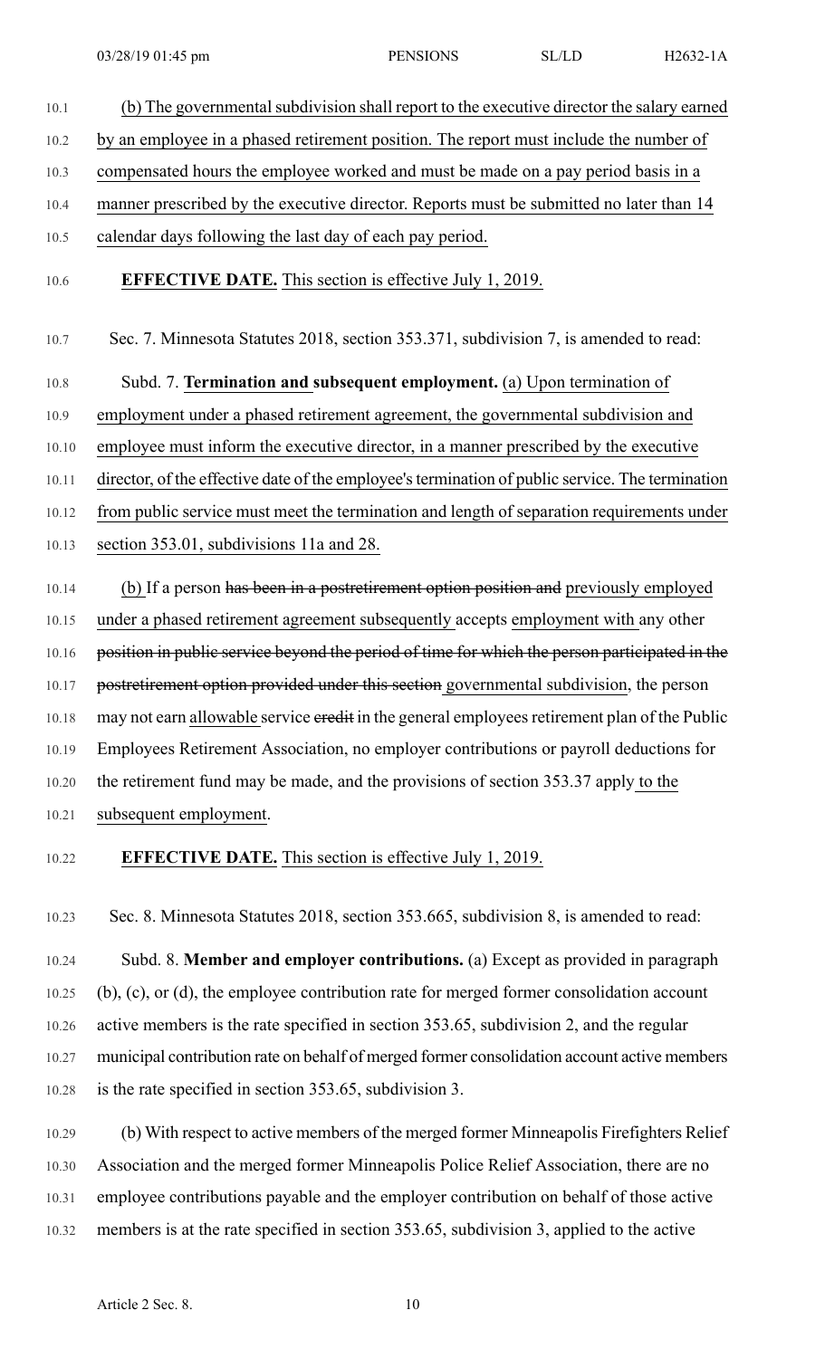(b) The governmental subdivision shall report to the executive director the salary earned by an employee in a phased retirement position. The report must include the number of compensated hours the employee worked and must be made on a pay period basis in a manner prescribed by the executive director. Reports must be submitted no later than 14 calendar days following the last day of each pay period.

**EFFECTIVE DATE.** This section is effective July 1, 2019.

Sec. 7. Minnesota Statutes 2018, section 353.371, subdivision 7, is amended to read:

Subd. 7. **Termination and subsequent employment.** (a) Upon termination of employment under a phased retirement agreement, the governmental subdivision and employee must inform the executive director, in a manner prescribed by the executive director, of the effective date of the employee's termination of public service. The termination from public service must meet the termination and length of separation requirements under section 353.01, subdivisions 11a and 28.

(b) If a person ~~has been in a postretirement option position and~~ previously employed under a phased retirement agreement subsequently accepts employment with any other ~~position in public service beyond the period of time for which the person participated in the postretirement option provided under this section~~ governmental subdivision, the person may not earn allowable service ~~credit~~ in the general employees retirement plan of the Public Employees Retirement Association, no employer contributions or payroll deductions for the retirement fund may be made, and the provisions of section 353.37 apply to the subsequent employment.

**EFFECTIVE DATE.** This section is effective July 1, 2019.

Sec. 8. Minnesota Statutes 2018, section 353.665, subdivision 8, is amended to read:

Subd. 8. **Member and employer contributions.** (a) Except as provided in paragraph (b), (c), or (d), the employee contribution rate for merged former consolidation account active members is the rate specified in section 353.65, subdivision 2, and the regular municipal contribution rate on behalf of merged former consolidation account active members is the rate specified in section 353.65, subdivision 3.

(b) With respect to active members of the merged former Minneapolis Firefighters Relief Association and the merged former Minneapolis Police Relief Association, there are no employee contributions payable and the employer contribution on behalf of those active members is at the rate specified in section 353.65, subdivision 3, applied to the active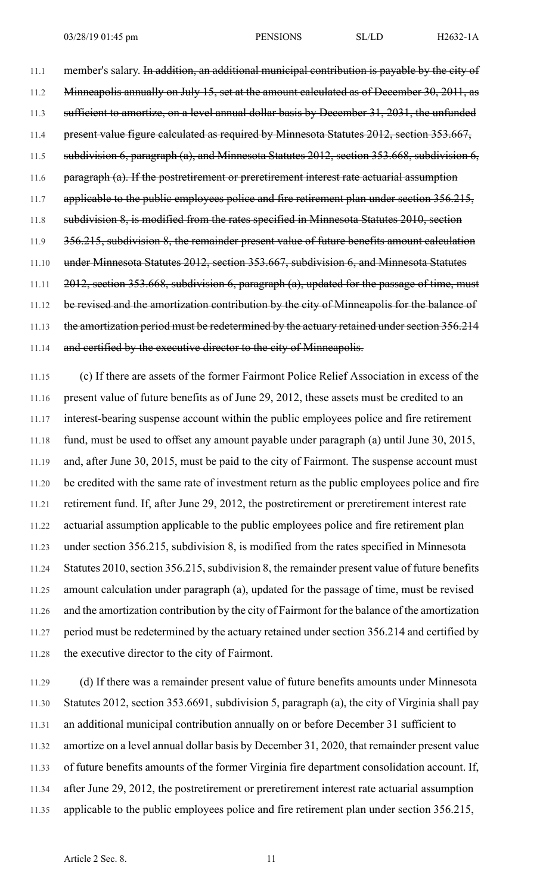member's salary. ~~In addition, an additional municipal contribution is payable by the city of Minneapolis annually on July 15, set at the amount calculated as of December 30, 2011, as sufficient to amortize, on a level annual dollar basis by December 31, 2031, the unfunded present value figure calculated as required by Minnesota Statutes 2012, section 353.667, subdivision 6, paragraph (a), and Minnesota Statutes 2012, section 353.668, subdivision 6, paragraph (a). If the postretirement or preretirement interest rate actuarial assumption applicable to the public employees police and fire retirement plan under section 356.215, subdivision 8, is modified from the rates specified in Minnesota Statutes 2010, section 356.215, subdivision 8, the remainder present value of future benefits amount calculation under Minnesota Statutes 2012, section 353.667, subdivision 6, and Minnesota Statutes 2012, section 353.668, subdivision 6, paragraph (a), updated for the passage of time, must be revised and the amortization contribution by the city of Minneapolis for the balance of the amortization period must be redetermined by the actuary retained under section 356.214 and certified by the executive director to the city of Minneapolis.~~

(c) If there are assets of the former Fairmont Police Relief Association in excess of the present value of future benefits as of June 29, 2012, these assets must be credited to an interest-bearing suspense account within the public employees police and fire retirement fund, must be used to offset any amount payable under paragraph (a) until June 30, 2015, and, after June 30, 2015, must be paid to the city of Fairmont. The suspense account must be credited with the same rate of investment return as the public employees police and fire retirement fund. If, after June 29, 2012, the postretirement or preretirement interest rate actuarial assumption applicable to the public employees police and fire retirement plan under section 356.215, subdivision 8, is modified from the rates specified in Minnesota Statutes 2010, section 356.215, subdivision 8, the remainder present value of future benefits amount calculation under paragraph (a), updated for the passage of time, must be revised and the amortization contribution by the city of Fairmont for the balance of the amortization period must be redetermined by the actuary retained under section 356.214 and certified by the executive director to the city of Fairmont.

(d) If there was a remainder present value of future benefits amounts under Minnesota Statutes 2012, section 353.6691, subdivision 5, paragraph (a), the city of Virginia shall pay an additional municipal contribution annually on or before December 31 sufficient to amortize on a level annual dollar basis by December 31, 2020, that remainder present value of future benefits amounts of the former Virginia fire department consolidation account. If, after June 29, 2012, the postretirement or preretirement interest rate actuarial assumption applicable to the public employees police and fire retirement plan under section 356.215,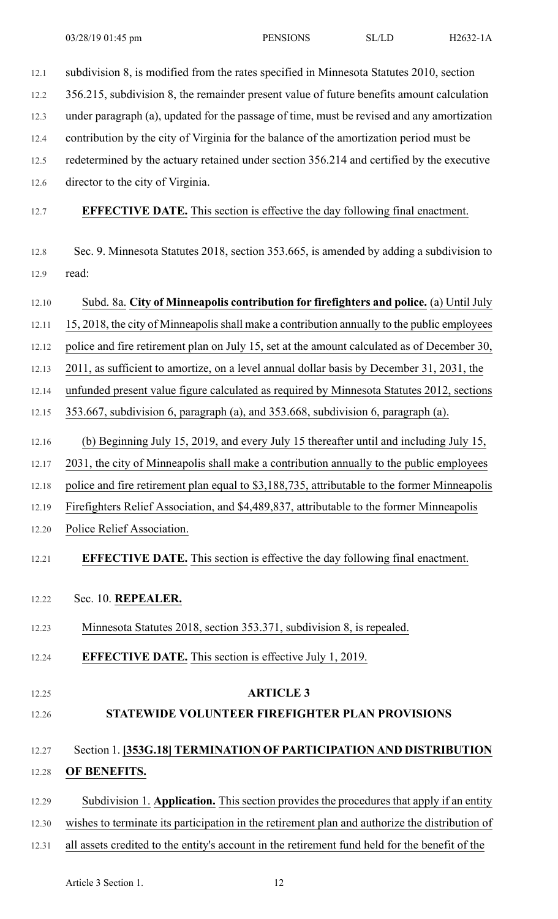subdivision 8, is modified from the rates specified in Minnesota Statutes 2010, section 356.215, subdivision 8, the remainder present value of future benefits amount calculation under paragraph (a), updated for the passage of time, must be revised and any amortization contribution by the city of Virginia for the balance of the amortization period must be redetermined by the actuary retained under section 356.214 and certified by the executive director to the city of Virginia.

**EFFECTIVE DATE.** This section is effective the day following final enactment.

Sec. 9. Minnesota Statutes 2018, section 353.665, is amended by adding a subdivision to read:

Subd. 8a. **City of Minneapolis contribution for firefighters and police.** (a) Until July 15, 2018, the city of Minneapolis shall make a contribution annually to the public employees police and fire retirement plan on July 15, set at the amount calculated as of December 30, 2011, as sufficient to amortize, on a level annual dollar basis by December 31, 2031, the unfunded present value figure calculated as required by Minnesota Statutes 2012, sections 353.667, subdivision 6, paragraph (a), and 353.668, subdivision 6, paragraph (a).

(b) Beginning July 15, 2019, and every July 15 thereafter until and including July 15, 2031, the city of Minneapolis shall make a contribution annually to the public employees police and fire retirement plan equal to $3,188,735, attributable to the former Minneapolis Firefighters Relief Association, and $4,489,837, attributable to the former Minneapolis Police Relief Association.

**EFFECTIVE DATE.** This section is effective the day following final enactment.

Sec. 10. **REPEALER.**

Minnesota Statutes 2018, section 353.371, subdivision 8, is repealed.

**EFFECTIVE DATE.** This section is effective July 1, 2019.

## ARTICLE 3

## STATEWIDE VOLUNTEER FIREFIGHTER PLAN PROVISIONS

Section 1. **[353G.18] TERMINATION OF PARTICIPATION AND DISTRIBUTION OF BENEFITS.**

Subdivision 1. **Application.** This section provides the procedures that apply if an entity wishes to terminate its participation in the retirement plan and authorize the distribution of all assets credited to the entity's account in the retirement fund held for the benefit of the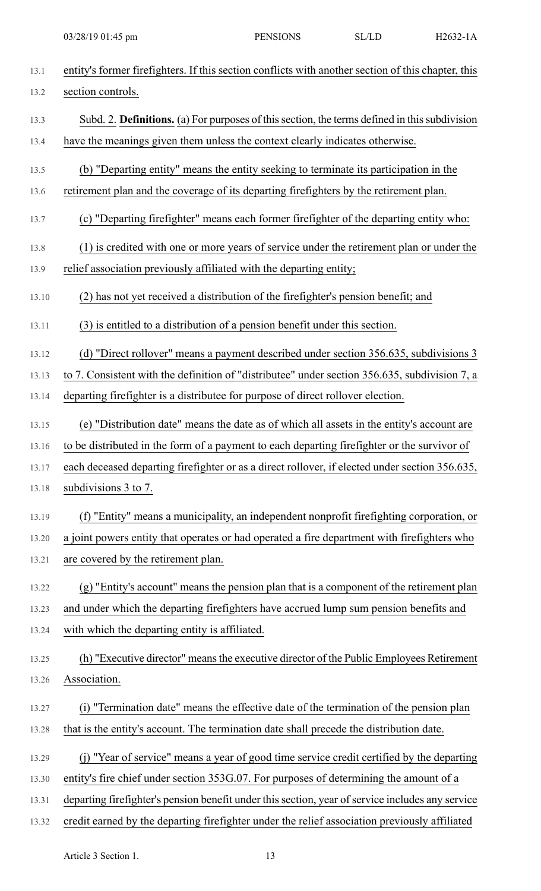entity's former firefighters. If this section conflicts with another section of this chapter, this section controls.

Subd. 2. **Definitions.** (a) For purposes of this section, the terms defined in this subdivision have the meanings given them unless the context clearly indicates otherwise.

(b) "Departing entity" means the entity seeking to terminate its participation in the retirement plan and the coverage of its departing firefighters by the retirement plan.

(c) "Departing firefighter" means each former firefighter of the departing entity who:

(1) is credited with one or more years of service under the retirement plan or under the relief association previously affiliated with the departing entity;

(2) has not yet received a distribution of the firefighter's pension benefit; and

(3) is entitled to a distribution of a pension benefit under this section.

(d) "Direct rollover" means a payment described under section 356.635, subdivisions 3 to 7. Consistent with the definition of "distributee" under section 356.635, subdivision 7, a departing firefighter is a distributee for purpose of direct rollover election.

(e) "Distribution date" means the date as of which all assets in the entity's account are to be distributed in the form of a payment to each departing firefighter or the survivor of each deceased departing firefighter or as a direct rollover, if elected under section 356.635, subdivisions 3 to 7.

(f) "Entity" means a municipality, an independent nonprofit firefighting corporation, or a joint powers entity that operates or had operated a fire department with firefighters who are covered by the retirement plan.

(g) "Entity's account" means the pension plan that is a component of the retirement plan and under which the departing firefighters have accrued lump sum pension benefits and with which the departing entity is affiliated.

(h) "Executive director" means the executive director of the Public Employees Retirement Association.

(i) "Termination date" means the effective date of the termination of the pension plan that is the entity's account. The termination date shall precede the distribution date.

(j) "Year of service" means a year of good time service credit certified by the departing entity's fire chief under section 353G.07. For purposes of determining the amount of a departing firefighter's pension benefit under this section, year of service includes any service credit earned by the departing firefighter under the relief association previously affiliated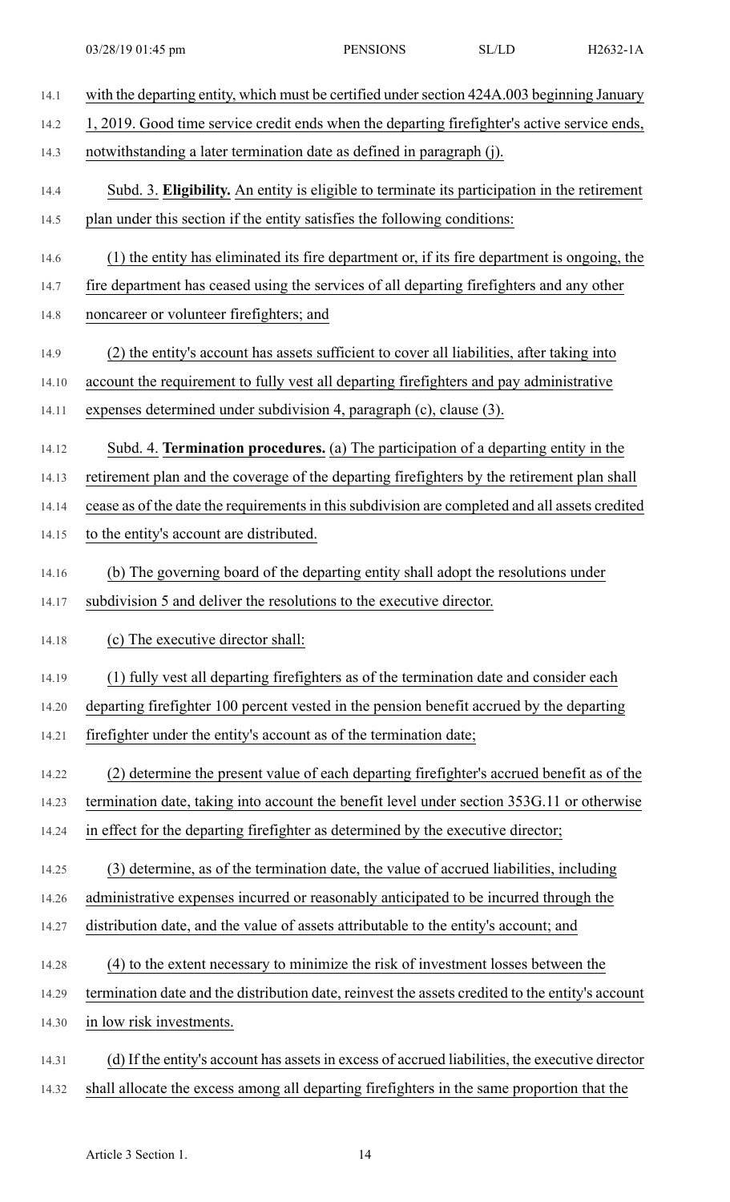with the departing entity, which must be certified under section 424A.003 beginning January 1, 2019. Good time service credit ends when the departing firefighter's active service ends, notwithstanding a later termination date as defined in paragraph (j).

Subd. 3. **Eligibility.** An entity is eligible to terminate its participation in the retirement plan under this section if the entity satisfies the following conditions:

(1) the entity has eliminated its fire department or, if its fire department is ongoing, the fire department has ceased using the services of all departing firefighters and any other noncareer or volunteer firefighters; and

(2) the entity's account has assets sufficient to cover all liabilities, after taking into account the requirement to fully vest all departing firefighters and pay administrative expenses determined under subdivision 4, paragraph (c), clause (3).

Subd. 4. **Termination procedures.** (a) The participation of a departing entity in the retirement plan and the coverage of the departing firefighters by the retirement plan shall cease as of the date the requirements in this subdivision are completed and all assets credited to the entity's account are distributed.

(b) The governing board of the departing entity shall adopt the resolutions under subdivision 5 and deliver the resolutions to the executive director.

(c) The executive director shall:

(1) fully vest all departing firefighters as of the termination date and consider each departing firefighter 100 percent vested in the pension benefit accrued by the departing firefighter under the entity's account as of the termination date;

(2) determine the present value of each departing firefighter's accrued benefit as of the termination date, taking into account the benefit level under section 353G.11 or otherwise in effect for the departing firefighter as determined by the executive director;

(3) determine, as of the termination date, the value of accrued liabilities, including administrative expenses incurred or reasonably anticipated to be incurred through the distribution date, and the value of assets attributable to the entity's account; and

(4) to the extent necessary to minimize the risk of investment losses between the termination date and the distribution date, reinvest the assets credited to the entity's account in low risk investments.

(d) If the entity's account has assets in excess of accrued liabilities, the executive director shall allocate the excess among all departing firefighters in the same proportion that the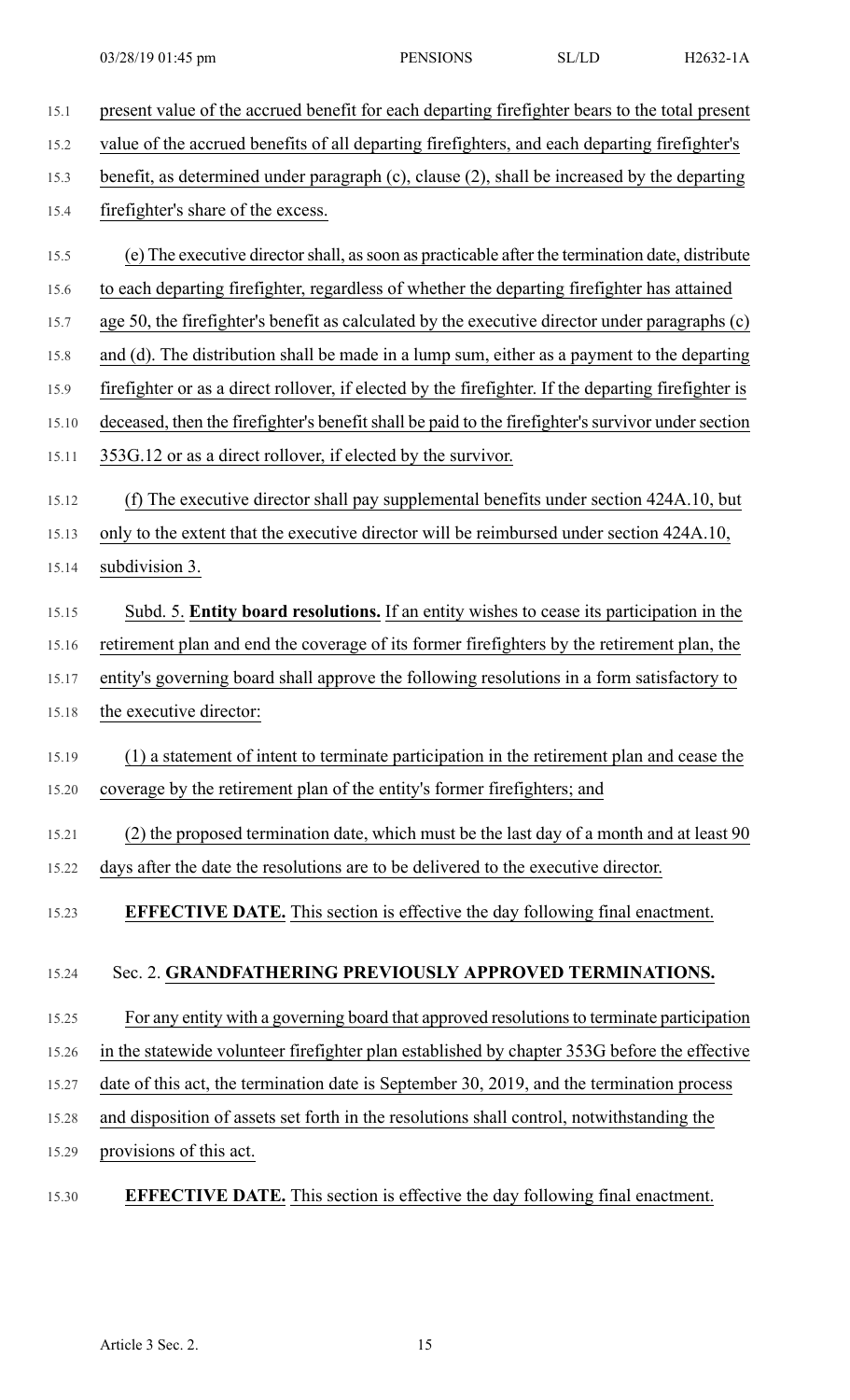present value of the accrued benefit for each departing firefighter bears to the total present value of the accrued benefits of all departing firefighters, and each departing firefighter's benefit, as determined under paragraph (c), clause (2), shall be increased by the departing firefighter's share of the excess.

(e) The executive director shall, as soon as practicable after the termination date, distribute to each departing firefighter, regardless of whether the departing firefighter has attained age 50, the firefighter's benefit as calculated by the executive director under paragraphs (c) and (d). The distribution shall be made in a lump sum, either as a payment to the departing firefighter or as a direct rollover, if elected by the firefighter. If the departing firefighter is deceased, then the firefighter's benefit shall be paid to the firefighter's survivor under section 353G.12 or as a direct rollover, if elected by the survivor.

(f) The executive director shall pay supplemental benefits under section 424A.10, but only to the extent that the executive director will be reimbursed under section 424A.10, subdivision 3.

Subd. 5. **Entity board resolutions.** If an entity wishes to cease its participation in the retirement plan and end the coverage of its former firefighters by the retirement plan, the entity's governing board shall approve the following resolutions in a form satisfactory to the executive director:

(1) a statement of intent to terminate participation in the retirement plan and cease the coverage by the retirement plan of the entity's former firefighters; and

(2) the proposed termination date, which must be the last day of a month and at least 90 days after the date the resolutions are to be delivered to the executive director.

**EFFECTIVE DATE.** This section is effective the day following final enactment.

Sec. 2. **GRANDFATHERING PREVIOUSLY APPROVED TERMINATIONS.**

For any entity with a governing board that approved resolutions to terminate participation in the statewide volunteer firefighter plan established by chapter 353G before the effective date of this act, the termination date is September 30, 2019, and the termination process and disposition of assets set forth in the resolutions shall control, notwithstanding the provisions of this act.

**EFFECTIVE DATE.** This section is effective the day following final enactment.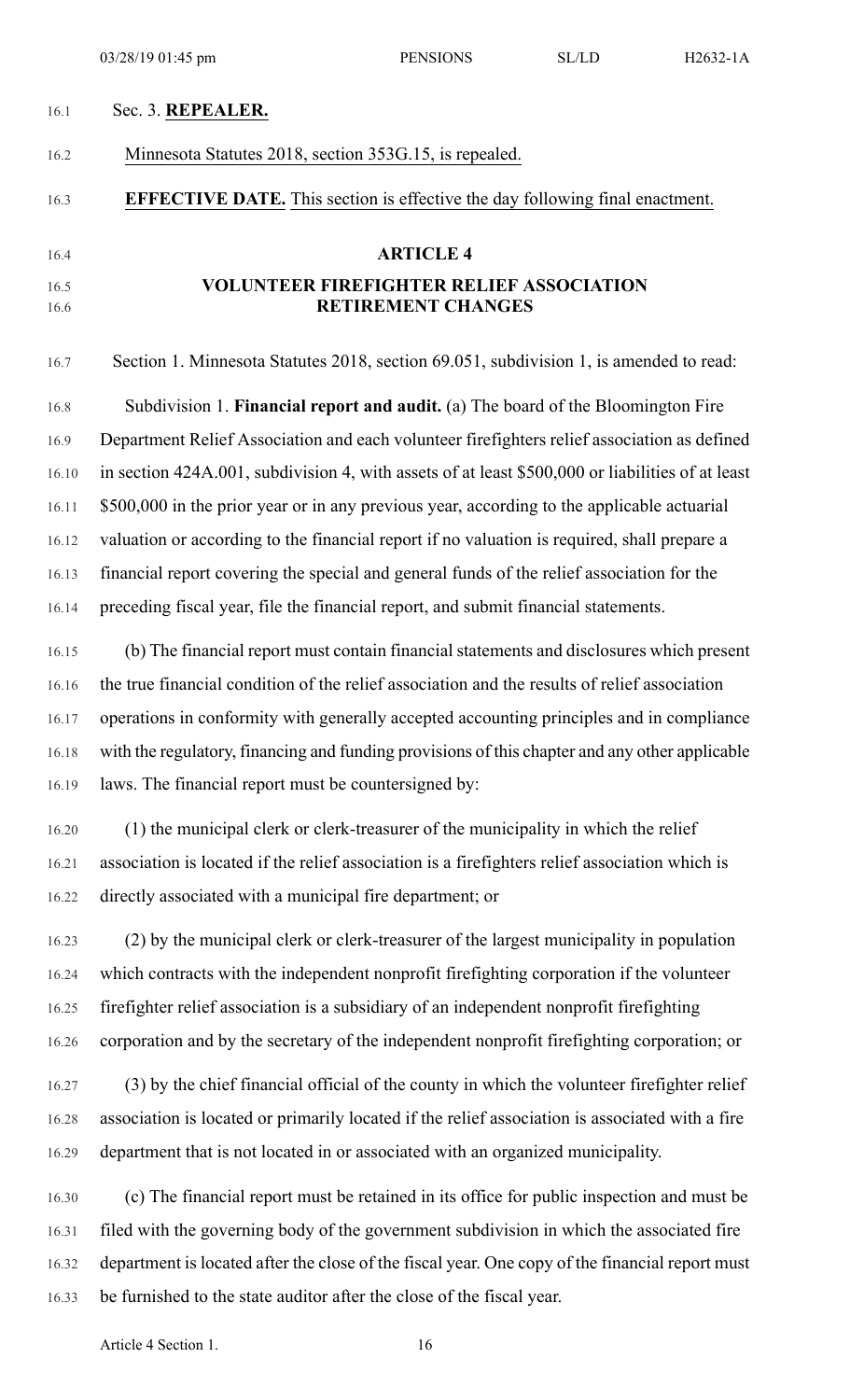Sec. 3. **REPEALER.**

Minnesota Statutes 2018, section 353G.15, is repealed.

**EFFECTIVE DATE.** This section is effective the day following final enactment.

## ARTICLE 4

## VOLUNTEER FIREFIGHTER RELIEF ASSOCIATION RETIREMENT CHANGES

Section 1. Minnesota Statutes 2018, section 69.051, subdivision 1, is amended to read:

Subdivision 1. **Financial report and audit.** (a) The board of the Bloomington Fire Department Relief Association and each volunteer firefighters relief association as defined in section 424A.001, subdivision 4, with assets of at least \$500,000 or liabilities of at least \$500,000 in the prior year or in any previous year, according to the applicable actuarial valuation or according to the financial report if no valuation is required, shall prepare a financial report covering the special and general funds of the relief association for the preceding fiscal year, file the financial report, and submit financial statements.

(b) The financial report must contain financial statements and disclosures which present the true financial condition of the relief association and the results of relief association operations in conformity with generally accepted accounting principles and in compliance with the regulatory, financing and funding provisions of this chapter and any other applicable laws. The financial report must be countersigned by:

(1) the municipal clerk or clerk-treasurer of the municipality in which the relief association is located if the relief association is a firefighters relief association which is directly associated with a municipal fire department; or

(2) by the municipal clerk or clerk-treasurer of the largest municipality in population which contracts with the independent nonprofit firefighting corporation if the volunteer firefighter relief association is a subsidiary of an independent nonprofit firefighting corporation and by the secretary of the independent nonprofit firefighting corporation; or

(3) by the chief financial official of the county in which the volunteer firefighter relief association is located or primarily located if the relief association is associated with a fire department that is not located in or associated with an organized municipality.

(c) The financial report must be retained in its office for public inspection and must be filed with the governing body of the government subdivision in which the associated fire department is located after the close of the fiscal year. One copy of the financial report must be furnished to the state auditor after the close of the fiscal year.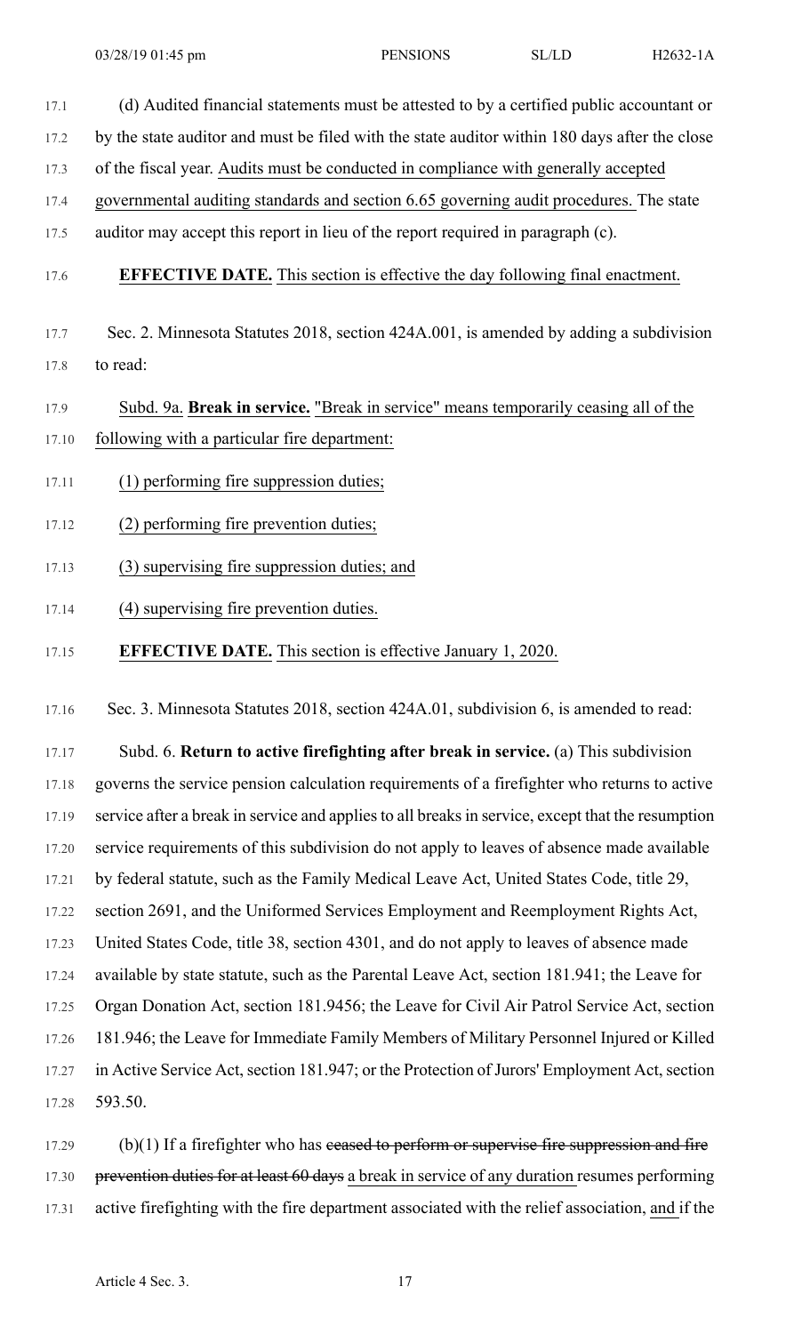(d) Audited financial statements must be attested to by a certified public accountant or by the state auditor and must be filed with the state auditor within 180 days after the close of the fiscal year. Audits must be conducted in compliance with generally accepted governmental auditing standards and section 6.65 governing audit procedures. The state auditor may accept this report in lieu of the report required in paragraph (c).

**EFFECTIVE DATE.** This section is effective the day following final enactment.

Sec. 2. Minnesota Statutes 2018, section 424A.001, is amended by adding a subdivision to read:

Subd. 9a. **Break in service.** "Break in service" means temporarily ceasing all of the following with a particular fire department:

(1) performing fire suppression duties;

(2) performing fire prevention duties;

(3) supervising fire suppression duties; and

(4) supervising fire prevention duties.

**EFFECTIVE DATE.** This section is effective January 1, 2020.

Sec. 3. Minnesota Statutes 2018, section 424A.01, subdivision 6, is amended to read:

Subd. 6. **Return to active firefighting after break in service.** (a) This subdivision governs the service pension calculation requirements of a firefighter who returns to active service after a break in service and applies to all breaks in service, except that the resumption service requirements of this subdivision do not apply to leaves of absence made available by federal statute, such as the Family Medical Leave Act, United States Code, title 29, section 2691, and the Uniformed Services Employment and Reemployment Rights Act, United States Code, title 38, section 4301, and do not apply to leaves of absence made available by state statute, such as the Parental Leave Act, section 181.941; the Leave for Organ Donation Act, section 181.9456; the Leave for Civil Air Patrol Service Act, section 181.946; the Leave for Immediate Family Members of Military Personnel Injured or Killed in Active Service Act, section 181.947; or the Protection of Jurors' Employment Act, section 593.50.

(b)(1) If a firefighter who has ~~ceased to perform or supervise fire suppression and fire prevention duties for at least 60 days~~ a break in service of any duration resumes performing active firefighting with the fire department associated with the relief association, and if the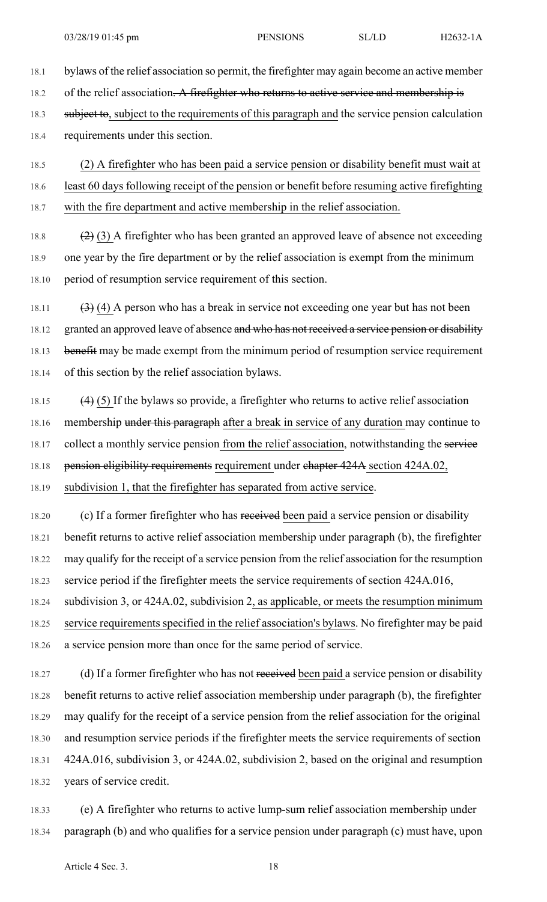bylaws of the relief association so permit, the firefighter may again become an active member of the relief association~~. A firefighter who returns to active service and membership is subject to~~, subject to the requirements of this paragraph and the service pension calculation requirements under this section.

(2) A firefighter who has been paid a service pension or disability benefit must wait at least 60 days following receipt of the pension or benefit before resuming active firefighting with the fire department and active membership in the relief association.

~~(2)~~ (3) A firefighter who has been granted an approved leave of absence not exceeding one year by the fire department or by the relief association is exempt from the minimum period of resumption service requirement of this section.

~~(3)~~ (4) A person who has a break in service not exceeding one year but has not been granted an approved leave of absence ~~and who has not received a service pension or disability benefit~~ may be made exempt from the minimum period of resumption service requirement of this section by the relief association bylaws.

~~(4)~~ (5) If the bylaws so provide, a firefighter who returns to active relief association membership ~~under this paragraph~~ after a break in service of any duration may continue to collect a monthly service pension from the relief association, notwithstanding the ~~service pension eligibility requirements~~ requirement under ~~chapter 424A~~ section 424A.02, subdivision 1, that the firefighter has separated from active service.

(c) If a former firefighter who has ~~received~~ been paid a service pension or disability benefit returns to active relief association membership under paragraph (b), the firefighter may qualify for the receipt of a service pension from the relief association for the resumption service period if the firefighter meets the service requirements of section 424A.016, subdivision 3, or 424A.02, subdivision 2, as applicable, or meets the resumption minimum service requirements specified in the relief association's bylaws. No firefighter may be paid a service pension more than once for the same period of service.

(d) If a former firefighter who has not ~~received~~ been paid a service pension or disability benefit returns to active relief association membership under paragraph (b), the firefighter may qualify for the receipt of a service pension from the relief association for the original and resumption service periods if the firefighter meets the service requirements of section 424A.016, subdivision 3, or 424A.02, subdivision 2, based on the original and resumption years of service credit.

(e) A firefighter who returns to active lump-sum relief association membership under paragraph (b) and who qualifies for a service pension under paragraph (c) must have, upon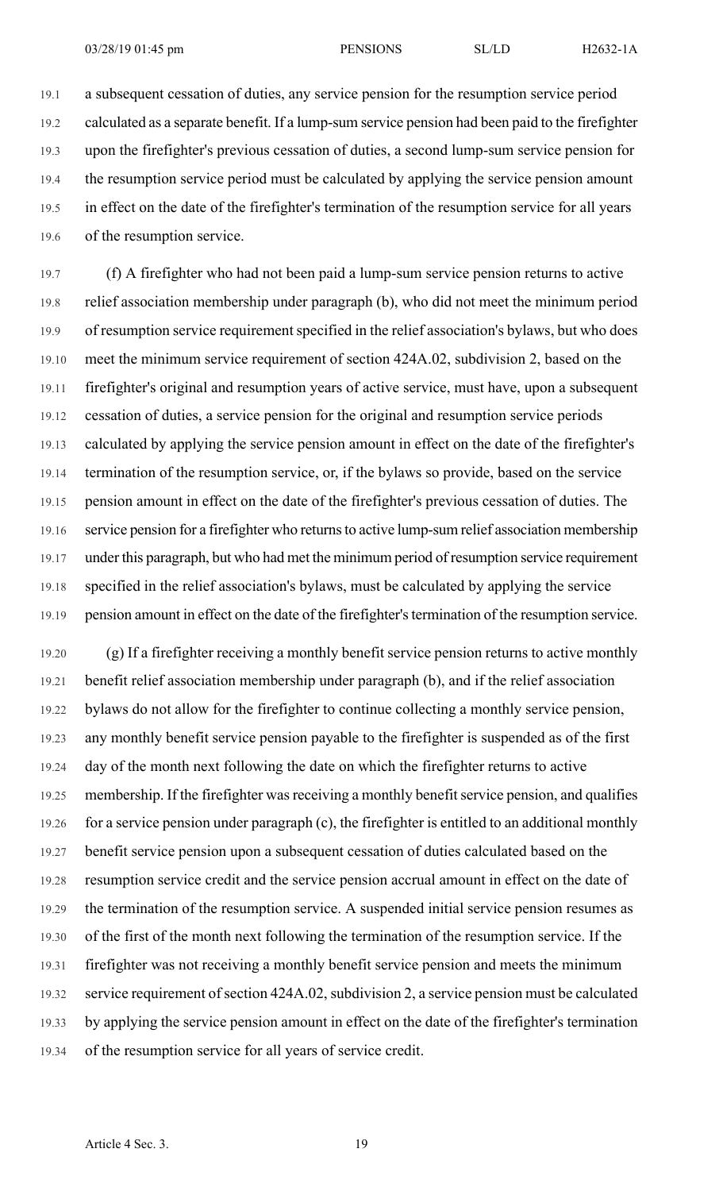a subsequent cessation of duties, any service pension for the resumption service period calculated as a separate benefit. If a lump-sum service pension had been paid to the firefighter upon the firefighter's previous cessation of duties, a second lump-sum service pension for the resumption service period must be calculated by applying the service pension amount in effect on the date of the firefighter's termination of the resumption service for all years of the resumption service.

(f) A firefighter who had not been paid a lump-sum service pension returns to active relief association membership under paragraph (b), who did not meet the minimum period of resumption service requirement specified in the relief association's bylaws, but who does meet the minimum service requirement of section 424A.02, subdivision 2, based on the firefighter's original and resumption years of active service, must have, upon a subsequent cessation of duties, a service pension for the original and resumption service periods calculated by applying the service pension amount in effect on the date of the firefighter's termination of the resumption service, or, if the bylaws so provide, based on the service pension amount in effect on the date of the firefighter's previous cessation of duties. The service pension for a firefighter who returns to active lump-sum relief association membership under this paragraph, but who had met the minimum period of resumption service requirement specified in the relief association's bylaws, must be calculated by applying the service pension amount in effect on the date of the firefighter's termination of the resumption service.

(g) If a firefighter receiving a monthly benefit service pension returns to active monthly benefit relief association membership under paragraph (b), and if the relief association bylaws do not allow for the firefighter to continue collecting a monthly service pension, any monthly benefit service pension payable to the firefighter is suspended as of the first day of the month next following the date on which the firefighter returns to active membership. If the firefighter was receiving a monthly benefit service pension, and qualifies for a service pension under paragraph (c), the firefighter is entitled to an additional monthly benefit service pension upon a subsequent cessation of duties calculated based on the resumption service credit and the service pension accrual amount in effect on the date of the termination of the resumption service. A suspended initial service pension resumes as of the first of the month next following the termination of the resumption service. If the firefighter was not receiving a monthly benefit service pension and meets the minimum service requirement of section 424A.02, subdivision 2, a service pension must be calculated by applying the service pension amount in effect on the date of the firefighter's termination of the resumption service for all years of service credit.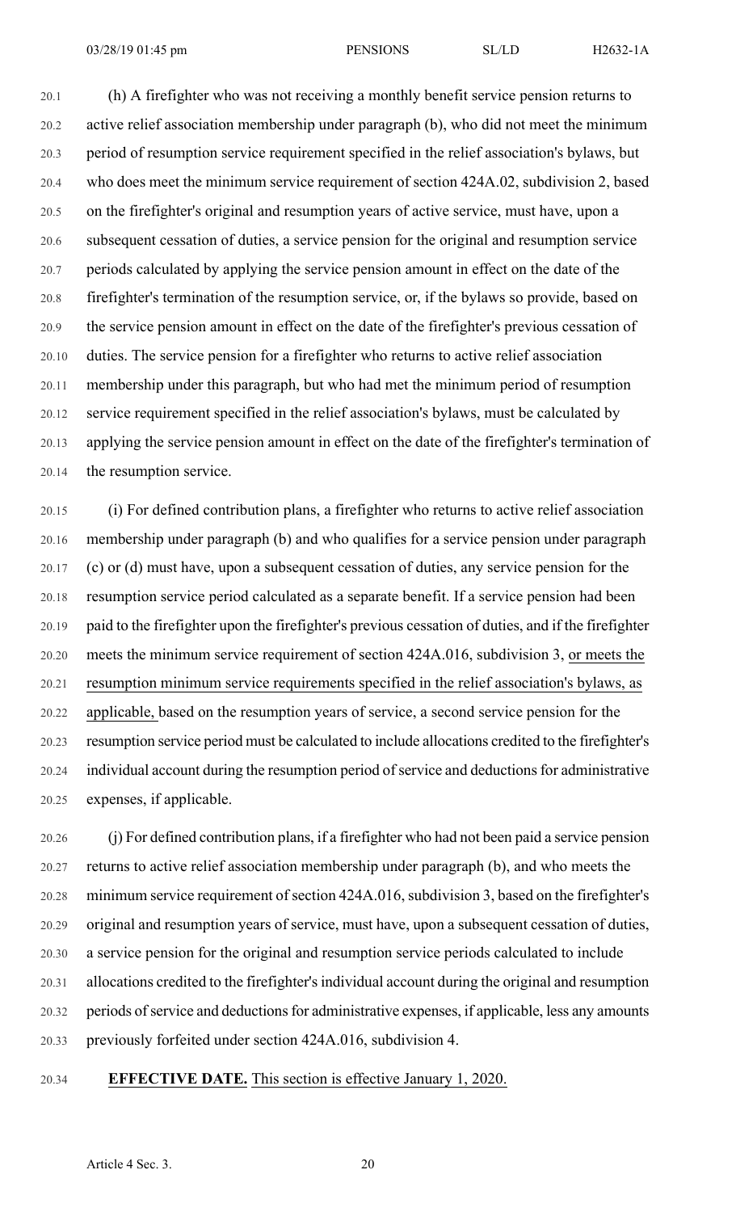(h) A firefighter who was not receiving a monthly benefit service pension returns to active relief association membership under paragraph (b), who did not meet the minimum period of resumption service requirement specified in the relief association's bylaws, but who does meet the minimum service requirement of section 424A.02, subdivision 2, based on the firefighter's original and resumption years of active service, must have, upon a subsequent cessation of duties, a service pension for the original and resumption service periods calculated by applying the service pension amount in effect on the date of the firefighter's termination of the resumption service, or, if the bylaws so provide, based on the service pension amount in effect on the date of the firefighter's previous cessation of duties. The service pension for a firefighter who returns to active relief association membership under this paragraph, but who had met the minimum period of resumption service requirement specified in the relief association's bylaws, must be calculated by applying the service pension amount in effect on the date of the firefighter's termination of the resumption service.

(i) For defined contribution plans, a firefighter who returns to active relief association membership under paragraph (b) and who qualifies for a service pension under paragraph (c) or (d) must have, upon a subsequent cessation of duties, any service pension for the resumption service period calculated as a separate benefit. If a service pension had been paid to the firefighter upon the firefighter's previous cessation of duties, and if the firefighter meets the minimum service requirement of section 424A.016, subdivision 3, or meets the resumption minimum service requirements specified in the relief association's bylaws, as applicable, based on the resumption years of service, a second service pension for the resumption service period must be calculated to include allocations credited to the firefighter's individual account during the resumption period of service and deductions for administrative expenses, if applicable.

(j) For defined contribution plans, if a firefighter who had not been paid a service pension returns to active relief association membership under paragraph (b), and who meets the minimum service requirement of section 424A.016, subdivision 3, based on the firefighter's original and resumption years of service, must have, upon a subsequent cessation of duties, a service pension for the original and resumption service periods calculated to include allocations credited to the firefighter's individual account during the original and resumption periods of service and deductions for administrative expenses, if applicable, less any amounts previously forfeited under section 424A.016, subdivision 4.

**EFFECTIVE DATE.** This section is effective January 1, 2020.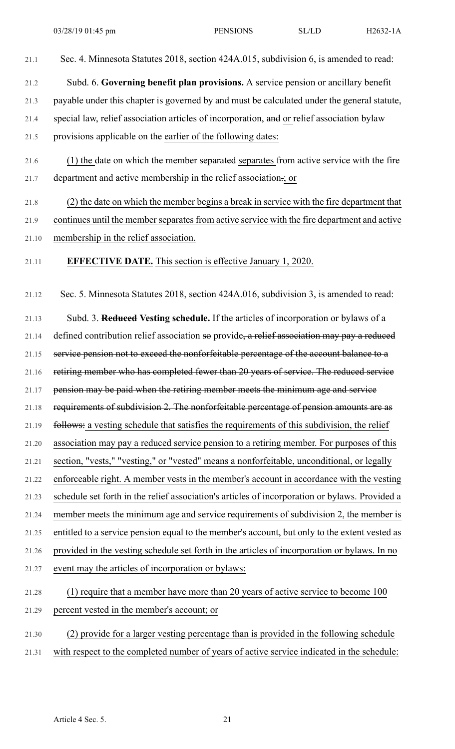Sec. 4. Minnesota Statutes 2018, section 424A.015, subdivision 6, is amended to read:

Subd. 6. **Governing benefit plan provisions.** A service pension or ancillary benefit payable under this chapter is governed by and must be calculated under the general statute, special law, relief association articles of incorporation, ~~and~~ or relief association bylaw provisions applicable on the earlier of the following dates:

(1) the date on which the member ~~separated~~ separates from active service with the fire department and active membership in the relief association~~.~~; or

(2) the date on which the member begins a break in service with the fire department that continues until the member separates from active service with the fire department and active membership in the relief association.

**EFFECTIVE DATE.** This section is effective January 1, 2020.

Sec. 5. Minnesota Statutes 2018, section 424A.016, subdivision 3, is amended to read:

Subd. 3. ~~**Reduced**~~ **Vesting schedule.** If the articles of incorporation or bylaws of a defined contribution relief association ~~so~~ provide~~, a relief association may pay a reduced service pension not to exceed the nonforfeitable percentage of the account balance to a retiring member who has completed fewer than 20 years of service. The reduced service pension may be paid when the retiring member meets the minimum age and service requirements of subdivision 2. The nonforfeitable percentage of pension amounts are as follows:~~ a vesting schedule that satisfies the requirements of this subdivision, the relief association may pay a reduced service pension to a retiring member. For purposes of this section, "vests," "vesting," or "vested" means a nonforfeitable, unconditional, or legally enforceable right. A member vests in the member's account in accordance with the vesting schedule set forth in the relief association's articles of incorporation or bylaws. Provided a member meets the minimum age and service requirements of subdivision 2, the member is entitled to a service pension equal to the member's account, but only to the extent vested as provided in the vesting schedule set forth in the articles of incorporation or bylaws. In no event may the articles of incorporation or bylaws:

(1) require that a member have more than 20 years of active service to become 100 percent vested in the member's account; or

(2) provide for a larger vesting percentage than is provided in the following schedule with respect to the completed number of years of active service indicated in the schedule: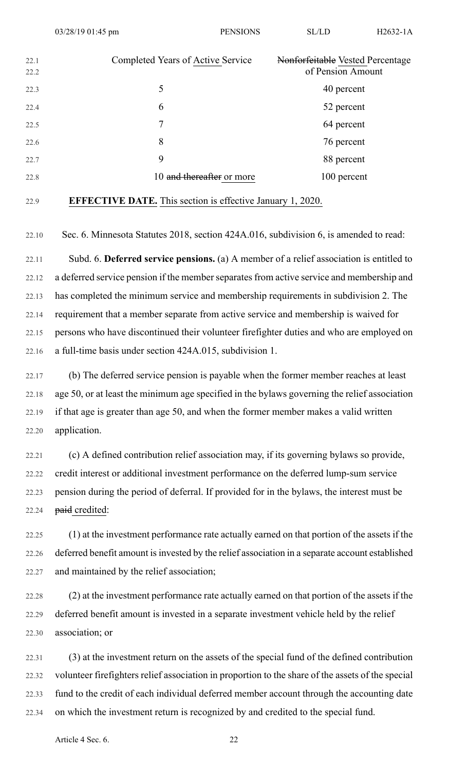| Completed Years of Active Service | ~~Nonforfeitable~~ Vested Percentage of Pension Amount |
|---|---|
| 5 | 40 percent |
| 6 | 52 percent |
| 7 | 64 percent |
| 8 | 76 percent |
| 9 | 88 percent |
| 10 ~~and thereafter~~ or more | 100 percent |

**EFFECTIVE DATE.** This section is effective January 1, 2020.

Sec. 6. Minnesota Statutes 2018, section 424A.016, subdivision 6, is amended to read:

Subd. 6. **Deferred service pensions.** (a) A member of a relief association is entitled to a deferred service pension if the member separates from active service and membership and has completed the minimum service and membership requirements in subdivision 2. The requirement that a member separate from active service and membership is waived for persons who have discontinued their volunteer firefighter duties and who are employed on a full-time basis under section 424A.015, subdivision 1.

(b) The deferred service pension is payable when the former member reaches at least age 50, or at least the minimum age specified in the bylaws governing the relief association if that age is greater than age 50, and when the former member makes a valid written application.

(c) A defined contribution relief association may, if its governing bylaws so provide, credit interest or additional investment performance on the deferred lump-sum service pension during the period of deferral. If provided for in the bylaws, the interest must be ~~paid~~ credited:

(1) at the investment performance rate actually earned on that portion of the assets if the deferred benefit amount is invested by the relief association in a separate account established and maintained by the relief association;

(2) at the investment performance rate actually earned on that portion of the assets if the deferred benefit amount is invested in a separate investment vehicle held by the relief association; or

(3) at the investment return on the assets of the special fund of the defined contribution volunteer firefighters relief association in proportion to the share of the assets of the special fund to the credit of each individual deferred member account through the accounting date on which the investment return is recognized by and credited to the special fund.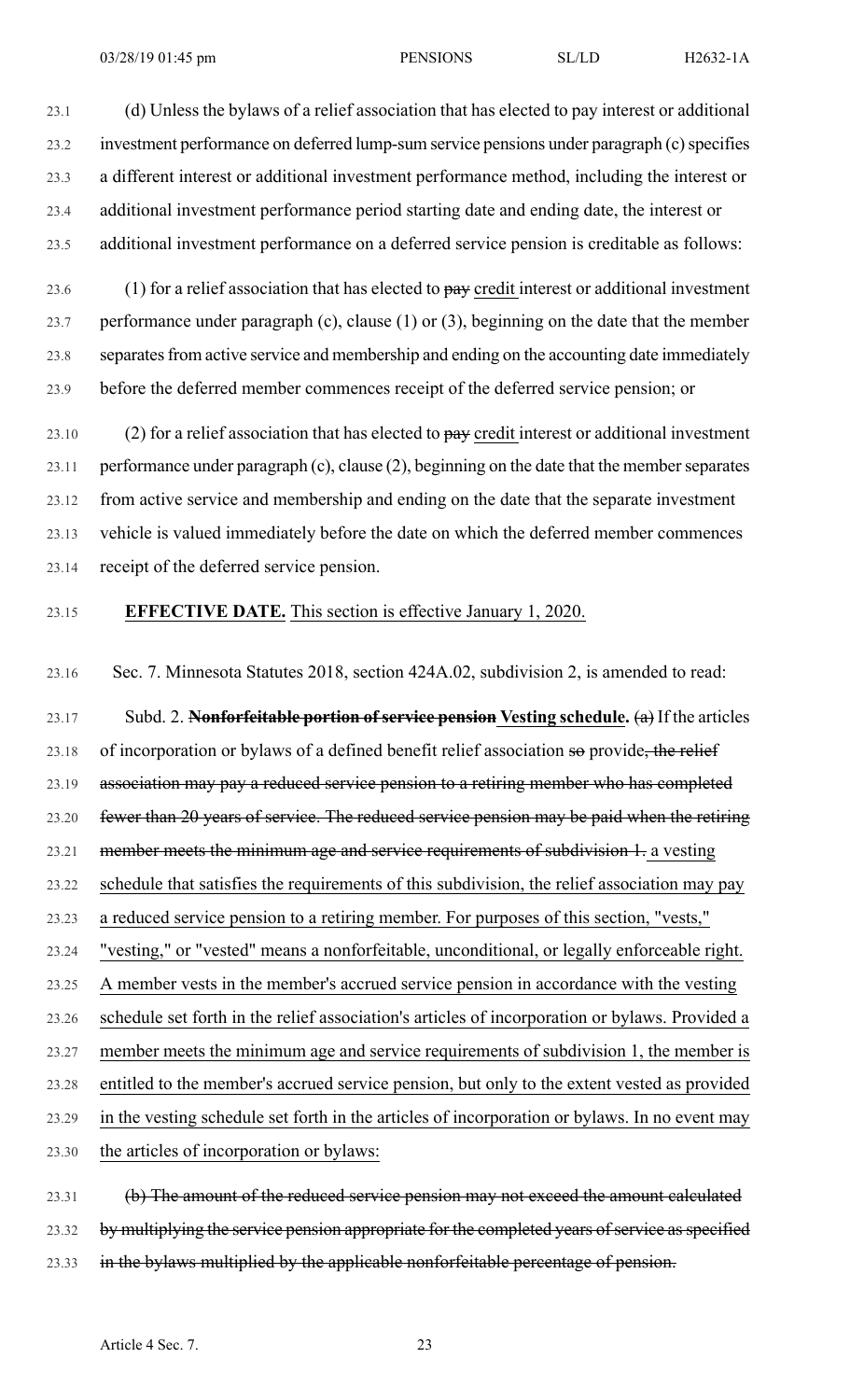(d) Unless the bylaws of a relief association that has elected to pay interest or additional investment performance on deferred lump-sum service pensions under paragraph (c) specifies a different interest or additional investment performance method, including the interest or additional investment performance period starting date and ending date, the interest or additional investment performance on a deferred service pension is creditable as follows:

(1) for a relief association that has elected to ~~pay~~ credit interest or additional investment performance under paragraph (c), clause (1) or (3), beginning on the date that the member separates from active service and membership and ending on the accounting date immediately before the deferred member commences receipt of the deferred service pension; or

(2) for a relief association that has elected to ~~pay~~ credit interest or additional investment performance under paragraph (c), clause (2), beginning on the date that the member separates from active service and membership and ending on the date that the separate investment vehicle is valued immediately before the date on which the deferred member commences receipt of the deferred service pension.

**EFFECTIVE DATE.** This section is effective January 1, 2020.

Sec. 7. Minnesota Statutes 2018, section 424A.02, subdivision 2, is amended to read:

Subd. 2. ~~**Nonforfeitable portion of service pension**~~ **Vesting schedule.** ~~(a)~~ If the articles of incorporation or bylaws of a defined benefit relief association ~~so~~ provide~~, the relief association may pay a reduced service pension to a retiring member who has completed fewer than 20 years of service. The reduced service pension may be paid when the retiring member meets the minimum age and service requirements of subdivision 1.~~ a vesting schedule that satisfies the requirements of this subdivision, the relief association may pay a reduced service pension to a retiring member. For purposes of this section, "vests," "vesting," or "vested" means a nonforfeitable, unconditional, or legally enforceable right. A member vests in the member's accrued service pension in accordance with the vesting schedule set forth in the relief association's articles of incorporation or bylaws. Provided a member meets the minimum age and service requirements of subdivision 1, the member is entitled to the member's accrued service pension, but only to the extent vested as provided in the vesting schedule set forth in the articles of incorporation or bylaws. In no event may the articles of incorporation or bylaws:

~~(b) The amount of the reduced service pension may not exceed the amount calculated by multiplying the service pension appropriate for the completed years of service as specified in the bylaws multiplied by the applicable nonforfeitable percentage of pension.~~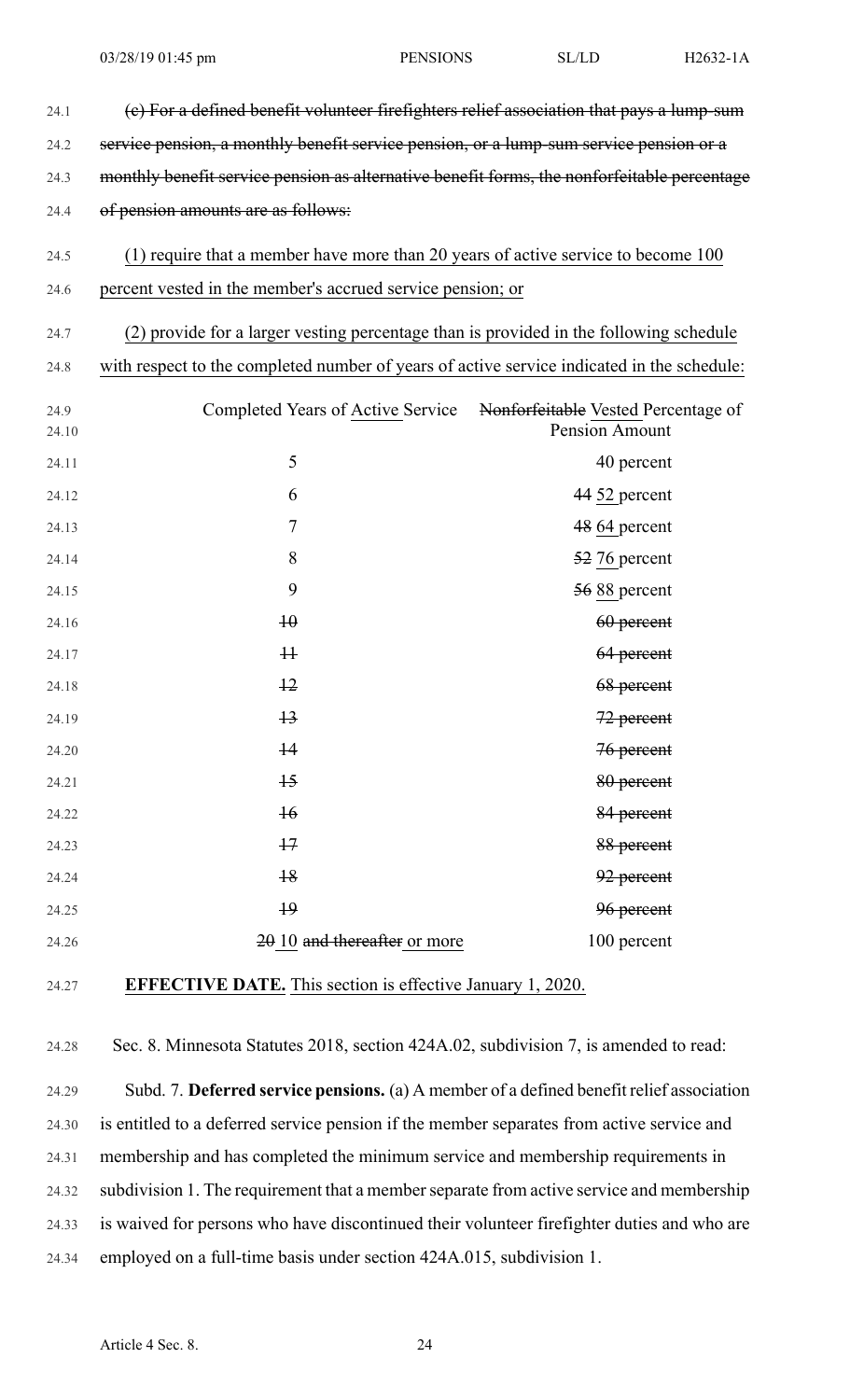~~(c) For a defined benefit volunteer firefighters relief association that pays a lump-sum service pension, a monthly benefit service pension, or a lump-sum service pension or a monthly benefit service pension as alternative benefit forms, the nonforfeitable percentage of pension amounts are as follows:~~

<u>(1) require that a member have more than 20 years of active service to become 100 percent vested in the member's accrued service pension; or</u>

<u>(2) provide for a larger vesting percentage than is provided in the following schedule with respect to the completed number of years of active service indicated in the schedule:</u>

| Completed Years of <u>Active</u> Service | ~~Nonforfeitable~~ <u>Vested</u> Percentage of Pension Amount |
|---|---|
| 5 | 40 percent |
| 6 | ~~44~~ <u>52</u> percent |
| 7 | ~~48~~ <u>64</u> percent |
| 8 | ~~52~~ <u>76</u> percent |
| 9 | ~~56~~ <u>88</u> percent |
| ~~10~~ | ~~60 percent~~ |
| ~~11~~ | ~~64 percent~~ |
| ~~12~~ | ~~68 percent~~ |
| ~~13~~ | ~~72 percent~~ |
| ~~14~~ | ~~76 percent~~ |
| ~~15~~ | ~~80 percent~~ |
| ~~16~~ | ~~84 percent~~ |
| ~~17~~ | ~~88 percent~~ |
| ~~18~~ | ~~92 percent~~ |
| ~~19~~ | ~~96 percent~~ |
| ~~20~~ <u>10</u> ~~and thereafter~~ <u>or more</u> | 100 percent |

<u>**EFFECTIVE DATE.** This section is effective January 1, 2020.</u>

Sec. 8. Minnesota Statutes 2018, section 424A.02, subdivision 7, is amended to read:

Subd. 7. **Deferred service pensions.** (a) A member of a defined benefit relief association is entitled to a deferred service pension if the member separates from active service and membership and has completed the minimum service and membership requirements in subdivision 1. The requirement that a member separate from active service and membership is waived for persons who have discontinued their volunteer firefighter duties and who are employed on a full-time basis under section 424A.015, subdivision 1.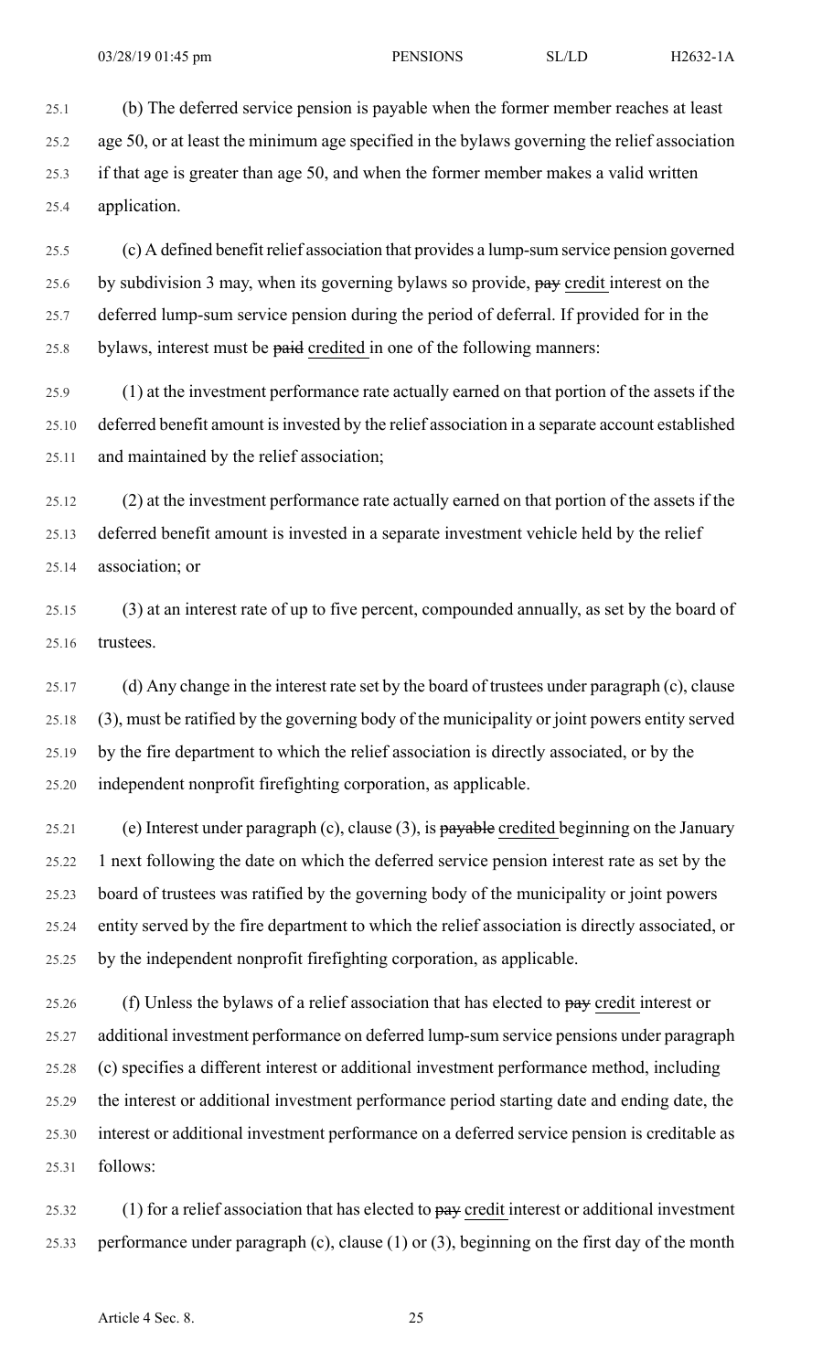(b) The deferred service pension is payable when the former member reaches at least age 50, or at least the minimum age specified in the bylaws governing the relief association if that age is greater than age 50, and when the former member makes a valid written application.

(c) A defined benefit relief association that provides a lump-sum service pension governed by subdivision 3 may, when its governing bylaws so provide, ~~pay~~ credit interest on the deferred lump-sum service pension during the period of deferral. If provided for in the bylaws, interest must be ~~paid~~ credited in one of the following manners:

(1) at the investment performance rate actually earned on that portion of the assets if the deferred benefit amount is invested by the relief association in a separate account established and maintained by the relief association;

(2) at the investment performance rate actually earned on that portion of the assets if the deferred benefit amount is invested in a separate investment vehicle held by the relief association; or

(3) at an interest rate of up to five percent, compounded annually, as set by the board of trustees.

(d) Any change in the interest rate set by the board of trustees under paragraph (c), clause (3), must be ratified by the governing body of the municipality or joint powers entity served by the fire department to which the relief association is directly associated, or by the independent nonprofit firefighting corporation, as applicable.

(e) Interest under paragraph (c), clause (3), is ~~payable~~ credited beginning on the January 1 next following the date on which the deferred service pension interest rate as set by the board of trustees was ratified by the governing body of the municipality or joint powers entity served by the fire department to which the relief association is directly associated, or by the independent nonprofit firefighting corporation, as applicable.

(f) Unless the bylaws of a relief association that has elected to ~~pay~~ credit interest or additional investment performance on deferred lump-sum service pensions under paragraph (c) specifies a different interest or additional investment performance method, including the interest or additional investment performance period starting date and ending date, the interest or additional investment performance on a deferred service pension is creditable as follows:

(1) for a relief association that has elected to ~~pay~~ credit interest or additional investment performance under paragraph (c), clause (1) or (3), beginning on the first day of the month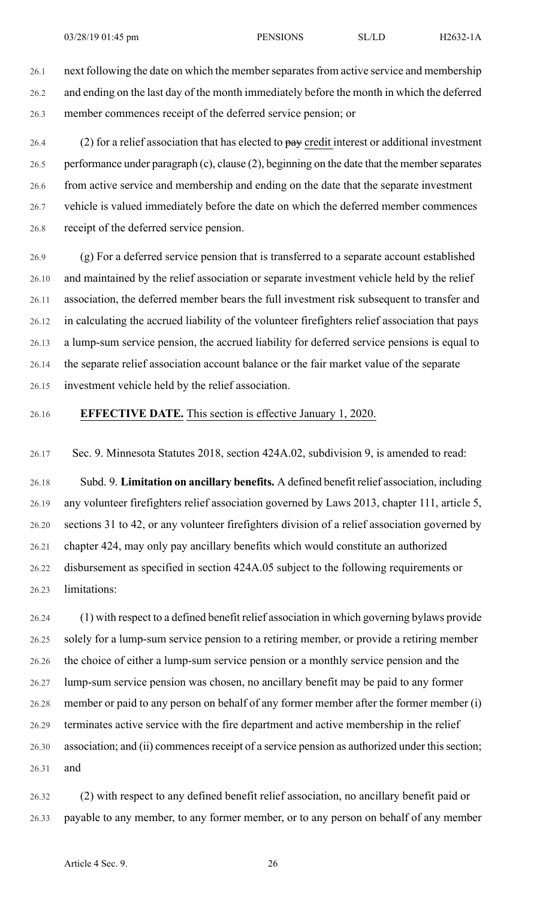next following the date on which the member separates from active service and membership and ending on the last day of the month immediately before the month in which the deferred member commences receipt of the deferred service pension; or

(2) for a relief association that has elected to ~~pay~~ credit interest or additional investment performance under paragraph (c), clause (2), beginning on the date that the member separates from active service and membership and ending on the date that the separate investment vehicle is valued immediately before the date on which the deferred member commences receipt of the deferred service pension.

(g) For a deferred service pension that is transferred to a separate account established and maintained by the relief association or separate investment vehicle held by the relief association, the deferred member bears the full investment risk subsequent to transfer and in calculating the accrued liability of the volunteer firefighters relief association that pays a lump-sum service pension, the accrued liability for deferred service pensions is equal to the separate relief association account balance or the fair market value of the separate investment vehicle held by the relief association.

**EFFECTIVE DATE.** This section is effective January 1, 2020.

Sec. 9. Minnesota Statutes 2018, section 424A.02, subdivision 9, is amended to read:

Subd. 9. **Limitation on ancillary benefits.** A defined benefit relief association, including any volunteer firefighters relief association governed by Laws 2013, chapter 111, article 5, sections 31 to 42, or any volunteer firefighters division of a relief association governed by chapter 424, may only pay ancillary benefits which would constitute an authorized disbursement as specified in section 424A.05 subject to the following requirements or limitations:

(1) with respect to a defined benefit relief association in which governing bylaws provide solely for a lump-sum service pension to a retiring member, or provide a retiring member the choice of either a lump-sum service pension or a monthly service pension and the lump-sum service pension was chosen, no ancillary benefit may be paid to any former member or paid to any person on behalf of any former member after the former member (i) terminates active service with the fire department and active membership in the relief association; and (ii) commences receipt of a service pension as authorized under this section; and

(2) with respect to any defined benefit relief association, no ancillary benefit paid or payable to any member, to any former member, or to any person on behalf of any member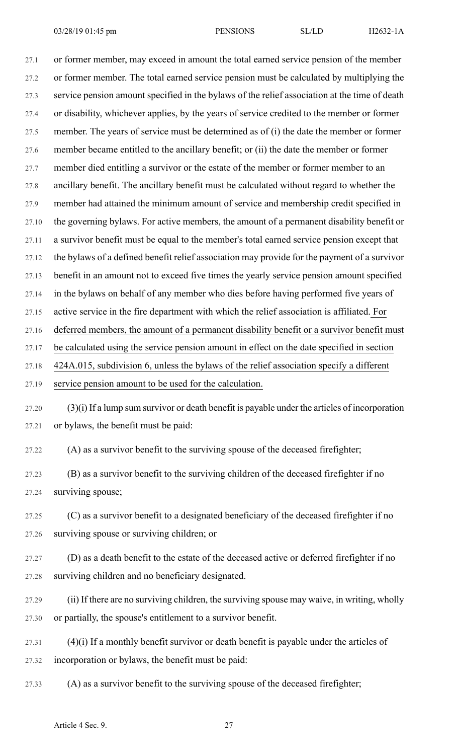or former member, may exceed in amount the total earned service pension of the member or former member. The total earned service pension must be calculated by multiplying the service pension amount specified in the bylaws of the relief association at the time of death or disability, whichever applies, by the years of service credited to the member or former member. The years of service must be determined as of (i) the date the member or former member became entitled to the ancillary benefit; or (ii) the date the member or former member died entitling a survivor or the estate of the member or former member to an ancillary benefit. The ancillary benefit must be calculated without regard to whether the member had attained the minimum amount of service and membership credit specified in the governing bylaws. For active members, the amount of a permanent disability benefit or a survivor benefit must be equal to the member's total earned service pension except that the bylaws of a defined benefit relief association may provide for the payment of a survivor benefit in an amount not to exceed five times the yearly service pension amount specified in the bylaws on behalf of any member who dies before having performed five years of active service in the fire department with which the relief association is affiliated. For deferred members, the amount of a permanent disability benefit or a survivor benefit must be calculated using the service pension amount in effect on the date specified in section 424A.015, subdivision 6, unless the bylaws of the relief association specify a different service pension amount to be used for the calculation.

(3)(i) If a lump sum survivor or death benefit is payable under the articles of incorporation or bylaws, the benefit must be paid:

(A) as a survivor benefit to the surviving spouse of the deceased firefighter;

(B) as a survivor benefit to the surviving children of the deceased firefighter if no surviving spouse;

(C) as a survivor benefit to a designated beneficiary of the deceased firefighter if no surviving spouse or surviving children; or

(D) as a death benefit to the estate of the deceased active or deferred firefighter if no surviving children and no beneficiary designated.

(ii) If there are no surviving children, the surviving spouse may waive, in writing, wholly or partially, the spouse's entitlement to a survivor benefit.

(4)(i) If a monthly benefit survivor or death benefit is payable under the articles of incorporation or bylaws, the benefit must be paid:

(A) as a survivor benefit to the surviving spouse of the deceased firefighter;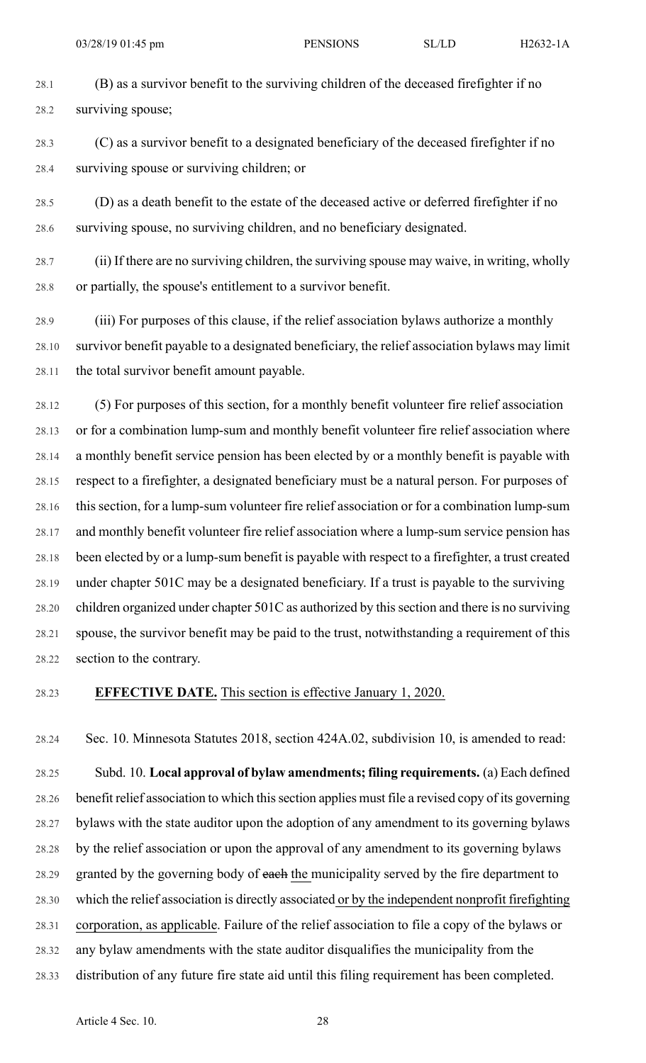(B) as a survivor benefit to the surviving children of the deceased firefighter if no surviving spouse;

(C) as a survivor benefit to a designated beneficiary of the deceased firefighter if no surviving spouse or surviving children; or

(D) as a death benefit to the estate of the deceased active or deferred firefighter if no surviving spouse, no surviving children, and no beneficiary designated.

(ii) If there are no surviving children, the surviving spouse may waive, in writing, wholly or partially, the spouse's entitlement to a survivor benefit.

(iii) For purposes of this clause, if the relief association bylaws authorize a monthly survivor benefit payable to a designated beneficiary, the relief association bylaws may limit the total survivor benefit amount payable.

(5) For purposes of this section, for a monthly benefit volunteer fire relief association or for a combination lump-sum and monthly benefit volunteer fire relief association where a monthly benefit service pension has been elected by or a monthly benefit is payable with respect to a firefighter, a designated beneficiary must be a natural person. For purposes of this section, for a lump-sum volunteer fire relief association or for a combination lump-sum and monthly benefit volunteer fire relief association where a lump-sum service pension has been elected by or a lump-sum benefit is payable with respect to a firefighter, a trust created under chapter 501C may be a designated beneficiary. If a trust is payable to the surviving children organized under chapter 501C as authorized by this section and there is no surviving spouse, the survivor benefit may be paid to the trust, notwithstanding a requirement of this section to the contrary.

**EFFECTIVE DATE.** This section is effective January 1, 2020.

Sec. 10. Minnesota Statutes 2018, section 424A.02, subdivision 10, is amended to read:

Subd. 10. **Local approval of bylaw amendments; filing requirements.** (a) Each defined benefit relief association to which this section applies must file a revised copy of its governing bylaws with the state auditor upon the adoption of any amendment to its governing bylaws by the relief association or upon the approval of any amendment to its governing bylaws granted by the governing body of ~~each~~ the municipality served by the fire department to which the relief association is directly associated or by the independent nonprofit firefighting corporation, as applicable. Failure of the relief association to file a copy of the bylaws or any bylaw amendments with the state auditor disqualifies the municipality from the distribution of any future fire state aid until this filing requirement has been completed.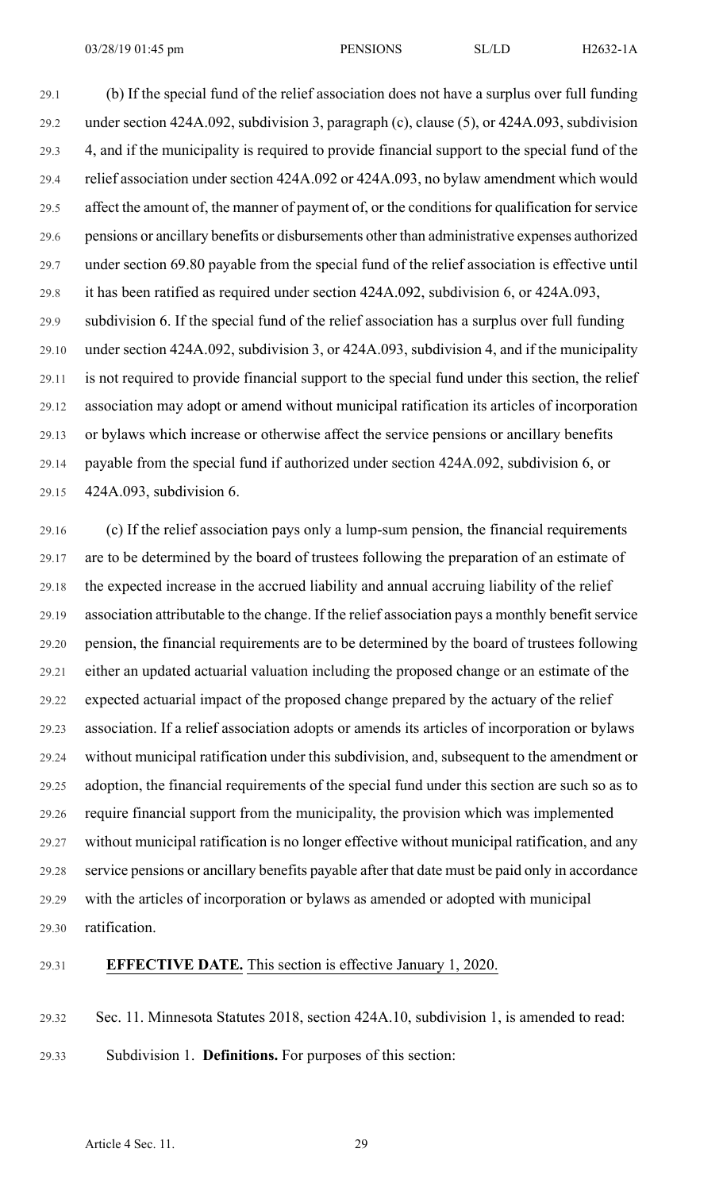(b) If the special fund of the relief association does not have a surplus over full funding under section 424A.092, subdivision 3, paragraph (c), clause (5), or 424A.093, subdivision 4, and if the municipality is required to provide financial support to the special fund of the relief association under section 424A.092 or 424A.093, no bylaw amendment which would affect the amount of, the manner of payment of, or the conditions for qualification for service pensions or ancillary benefits or disbursements other than administrative expenses authorized under section 69.80 payable from the special fund of the relief association is effective until it has been ratified as required under section 424A.092, subdivision 6, or 424A.093, subdivision 6. If the special fund of the relief association has a surplus over full funding under section 424A.092, subdivision 3, or 424A.093, subdivision 4, and if the municipality is not required to provide financial support to the special fund under this section, the relief association may adopt or amend without municipal ratification its articles of incorporation or bylaws which increase or otherwise affect the service pensions or ancillary benefits payable from the special fund if authorized under section 424A.092, subdivision 6, or 424A.093, subdivision 6.

(c) If the relief association pays only a lump-sum pension, the financial requirements are to be determined by the board of trustees following the preparation of an estimate of the expected increase in the accrued liability and annual accruing liability of the relief association attributable to the change. If the relief association pays a monthly benefit service pension, the financial requirements are to be determined by the board of trustees following either an updated actuarial valuation including the proposed change or an estimate of the expected actuarial impact of the proposed change prepared by the actuary of the relief association. If a relief association adopts or amends its articles of incorporation or bylaws without municipal ratification under this subdivision, and, subsequent to the amendment or adoption, the financial requirements of the special fund under this section are such so as to require financial support from the municipality, the provision which was implemented without municipal ratification is no longer effective without municipal ratification, and any service pensions or ancillary benefits payable after that date must be paid only in accordance with the articles of incorporation or bylaws as amended or adopted with municipal ratification.

**EFFECTIVE DATE.** This section is effective January 1, 2020.

Sec. 11. Minnesota Statutes 2018, section 424A.10, subdivision 1, is amended to read:

Subdivision 1. **Definitions.** For purposes of this section: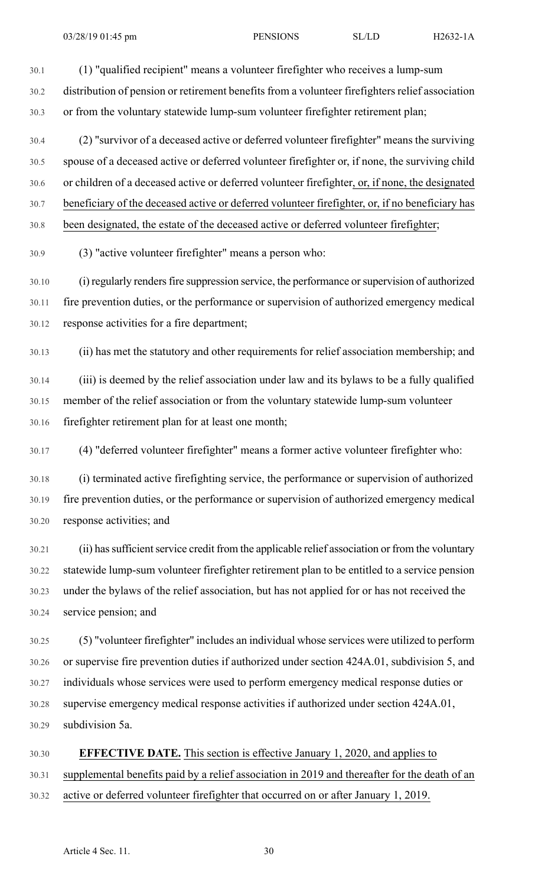(1) "qualified recipient" means a volunteer firefighter who receives a lump-sum distribution of pension or retirement benefits from a volunteer firefighters relief association or from the voluntary statewide lump-sum volunteer firefighter retirement plan;

(2) "survivor of a deceased active or deferred volunteer firefighter" means the surviving spouse of a deceased active or deferred volunteer firefighter or, if none, the surviving child or children of a deceased active or deferred volunteer firefighter, or, if none, the designated beneficiary of the deceased active or deferred volunteer firefighter, or, if no beneficiary has been designated, the estate of the deceased active or deferred volunteer firefighter;

(3) "active volunteer firefighter" means a person who:

(i) regularly renders fire suppression service, the performance or supervision of authorized fire prevention duties, or the performance or supervision of authorized emergency medical response activities for a fire department;

(ii) has met the statutory and other requirements for relief association membership; and

(iii) is deemed by the relief association under law and its bylaws to be a fully qualified member of the relief association or from the voluntary statewide lump-sum volunteer firefighter retirement plan for at least one month;

(4) "deferred volunteer firefighter" means a former active volunteer firefighter who:

(i) terminated active firefighting service, the performance or supervision of authorized fire prevention duties, or the performance or supervision of authorized emergency medical response activities; and

(ii) has sufficient service credit from the applicable relief association or from the voluntary statewide lump-sum volunteer firefighter retirement plan to be entitled to a service pension under the bylaws of the relief association, but has not applied for or has not received the service pension; and

(5) "volunteer firefighter" includes an individual whose services were utilized to perform or supervise fire prevention duties if authorized under section 424A.01, subdivision 5, and individuals whose services were used to perform emergency medical response duties or supervise emergency medical response activities if authorized under section 424A.01, subdivision 5a.

**EFFECTIVE DATE.** This section is effective January 1, 2020, and applies to supplemental benefits paid by a relief association in 2019 and thereafter for the death of an active or deferred volunteer firefighter that occurred on or after January 1, 2019.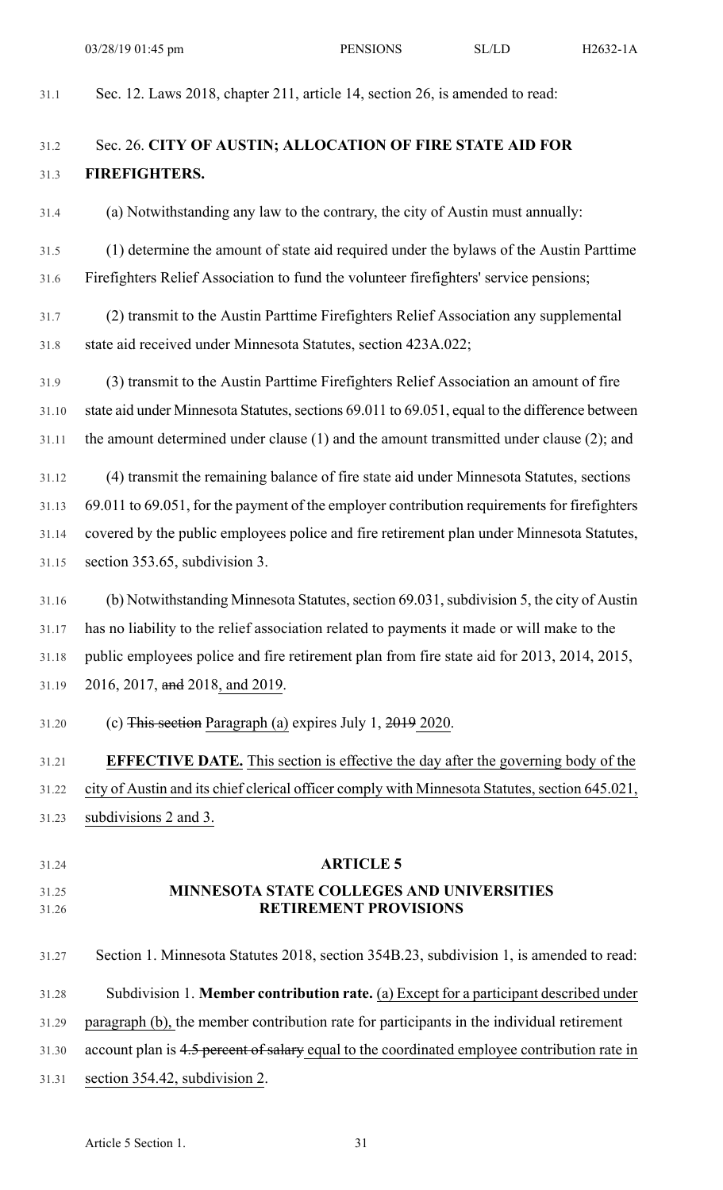Sec. 12. Laws 2018, chapter 211, article 14, section 26, is amended to read:

Sec. 26. **CITY OF AUSTIN; ALLOCATION OF FIRE STATE AID FOR FIREFIGHTERS.**

(a) Notwithstanding any law to the contrary, the city of Austin must annually:

(1) determine the amount of state aid required under the bylaws of the Austin Parttime Firefighters Relief Association to fund the volunteer firefighters' service pensions;

(2) transmit to the Austin Parttime Firefighters Relief Association any supplemental state aid received under Minnesota Statutes, section 423A.022;

(3) transmit to the Austin Parttime Firefighters Relief Association an amount of fire state aid under Minnesota Statutes, sections 69.011 to 69.051, equal to the difference between the amount determined under clause (1) and the amount transmitted under clause (2); and

(4) transmit the remaining balance of fire state aid under Minnesota Statutes, sections 69.011 to 69.051, for the payment of the employer contribution requirements for firefighters covered by the public employees police and fire retirement plan under Minnesota Statutes, section 353.65, subdivision 3.

(b) Notwithstanding Minnesota Statutes, section 69.031, subdivision 5, the city of Austin has no liability to the relief association related to payments it made or will make to the public employees police and fire retirement plan from fire state aid for 2013, 2014, 2015, 2016, 2017, ~~and~~ 2018, and 2019.

(c) ~~This section~~ Paragraph (a) expires July 1, ~~2019~~ 2020.

**EFFECTIVE DATE.** This section is effective the day after the governing body of the city of Austin and its chief clerical officer comply with Minnesota Statutes, section 645.021, subdivisions 2 and 3.

## ARTICLE 5
## MINNESOTA STATE COLLEGES AND UNIVERSITIES RETIREMENT PROVISIONS

Section 1. Minnesota Statutes 2018, section 354B.23, subdivision 1, is amended to read:

Subdivision 1. **Member contribution rate.** (a) Except for a participant described under paragraph (b), the member contribution rate for participants in the individual retirement account plan is ~~4.5 percent of salary~~ equal to the coordinated employee contribution rate in section 354.42, subdivision 2.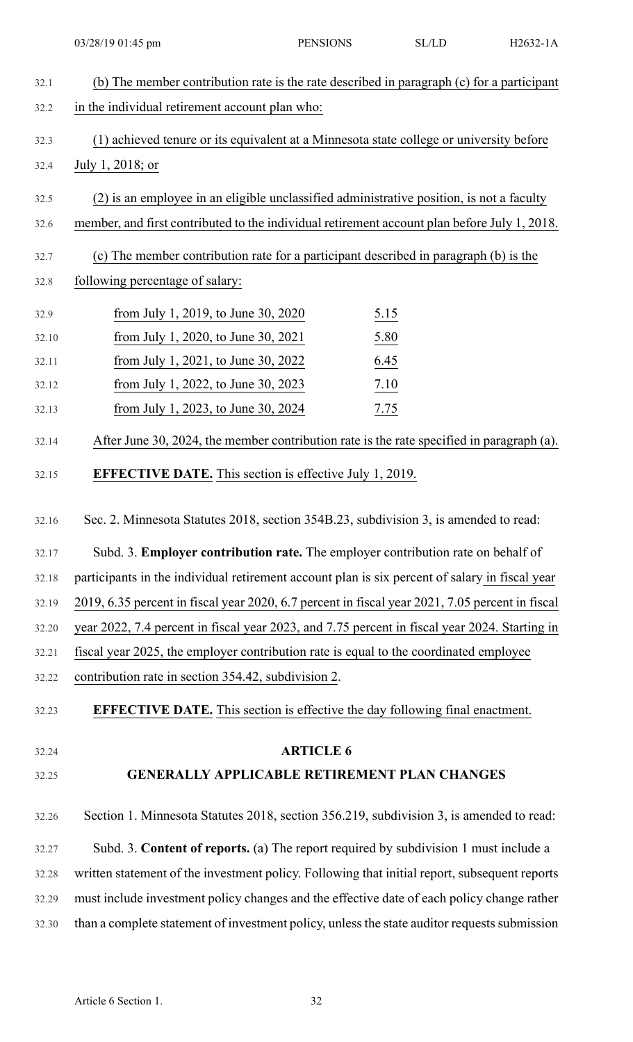(b) The member contribution rate is the rate described in paragraph (c) for a participant in the individual retirement account plan who:

(1) achieved tenure or its equivalent at a Minnesota state college or university before July 1, 2018; or

(2) is an employee in an eligible unclassified administrative position, is not a faculty member, and first contributed to the individual retirement account plan before July 1, 2018.

(c) The member contribution rate for a participant described in paragraph (b) is the following percentage of salary:

| | |
|---|---|
| from July 1, 2019, to June 30, 2020 | 5.15 |
| from July 1, 2020, to June 30, 2021 | 5.80 |
| from July 1, 2021, to June 30, 2022 | 6.45 |
| from July 1, 2022, to June 30, 2023 | 7.10 |
| from July 1, 2023, to June 30, 2024 | 7.75 |

After June 30, 2024, the member contribution rate is the rate specified in paragraph (a).

**EFFECTIVE DATE.** This section is effective July 1, 2019.

Sec. 2. Minnesota Statutes 2018, section 354B.23, subdivision 3, is amended to read:

Subd. 3. **Employer contribution rate.** The employer contribution rate on behalf of participants in the individual retirement account plan is six percent of salary in fiscal year 2019, 6.35 percent in fiscal year 2020, 6.7 percent in fiscal year 2021, 7.05 percent in fiscal year 2022, 7.4 percent in fiscal year 2023, and 7.75 percent in fiscal year 2024. Starting in fiscal year 2025, the employer contribution rate is equal to the coordinated employee contribution rate in section 354.42, subdivision 2.

**EFFECTIVE DATE.** This section is effective the day following final enactment.

## ARTICLE 6
## GENERALLY APPLICABLE RETIREMENT PLAN CHANGES

Section 1. Minnesota Statutes 2018, section 356.219, subdivision 3, is amended to read:

Subd. 3. **Content of reports.** (a) The report required by subdivision 1 must include a written statement of the investment policy. Following that initial report, subsequent reports must include investment policy changes and the effective date of each policy change rather than a complete statement of investment policy, unless the state auditor requests submission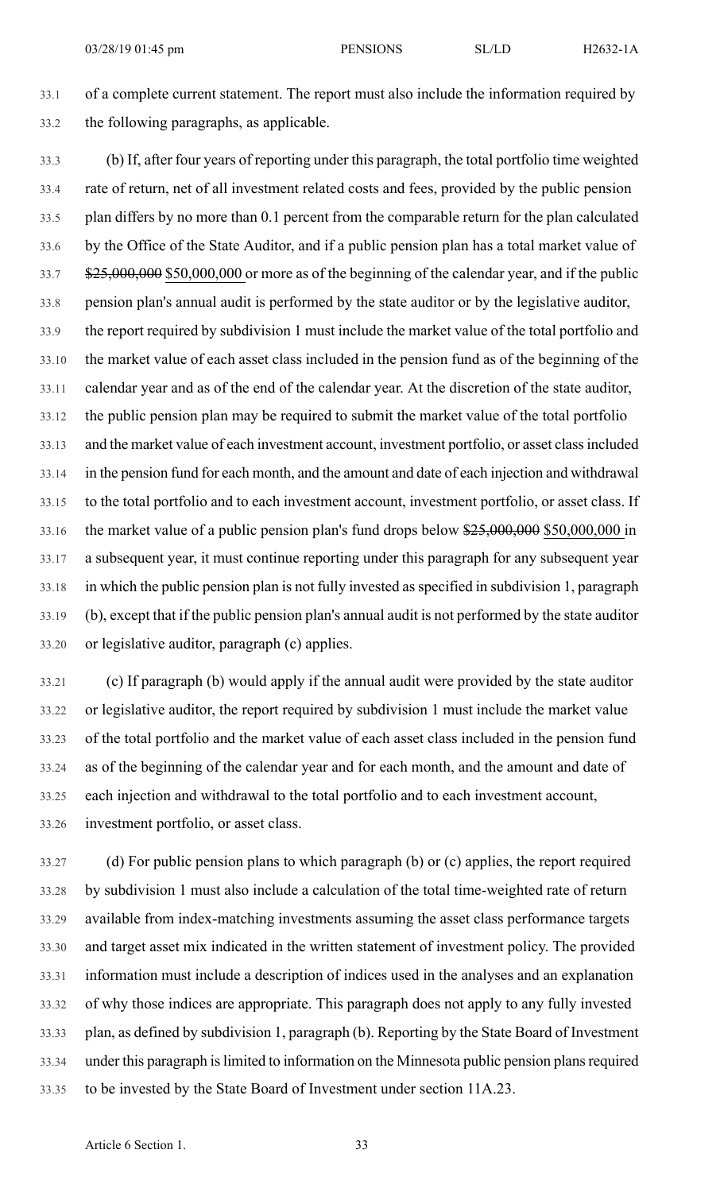of a complete current statement. The report must also include the information required by the following paragraphs, as applicable.

(b) If, after four years of reporting under this paragraph, the total portfolio time weighted rate of return, net of all investment related costs and fees, provided by the public pension plan differs by no more than 0.1 percent from the comparable return for the plan calculated by the Office of the State Auditor, and if a public pension plan has a total market value of ~~$25,000,000~~ $50,000,000 or more as of the beginning of the calendar year, and if the public pension plan's annual audit is performed by the state auditor or by the legislative auditor, the report required by subdivision 1 must include the market value of the total portfolio and the market value of each asset class included in the pension fund as of the beginning of the calendar year and as of the end of the calendar year. At the discretion of the state auditor, the public pension plan may be required to submit the market value of the total portfolio and the market value of each investment account, investment portfolio, or asset class included in the pension fund for each month, and the amount and date of each injection and withdrawal to the total portfolio and to each investment account, investment portfolio, or asset class. If the market value of a public pension plan's fund drops below ~~$25,000,000~~ $50,000,000 in a subsequent year, it must continue reporting under this paragraph for any subsequent year in which the public pension plan is not fully invested as specified in subdivision 1, paragraph (b), except that if the public pension plan's annual audit is not performed by the state auditor or legislative auditor, paragraph (c) applies.

(c) If paragraph (b) would apply if the annual audit were provided by the state auditor or legislative auditor, the report required by subdivision 1 must include the market value of the total portfolio and the market value of each asset class included in the pension fund as of the beginning of the calendar year and for each month, and the amount and date of each injection and withdrawal to the total portfolio and to each investment account, investment portfolio, or asset class.

(d) For public pension plans to which paragraph (b) or (c) applies, the report required by subdivision 1 must also include a calculation of the total time-weighted rate of return available from index-matching investments assuming the asset class performance targets and target asset mix indicated in the written statement of investment policy. The provided information must include a description of indices used in the analyses and an explanation of why those indices are appropriate. This paragraph does not apply to any fully invested plan, as defined by subdivision 1, paragraph (b). Reporting by the State Board of Investment under this paragraph is limited to information on the Minnesota public pension plans required to be invested by the State Board of Investment under section 11A.23.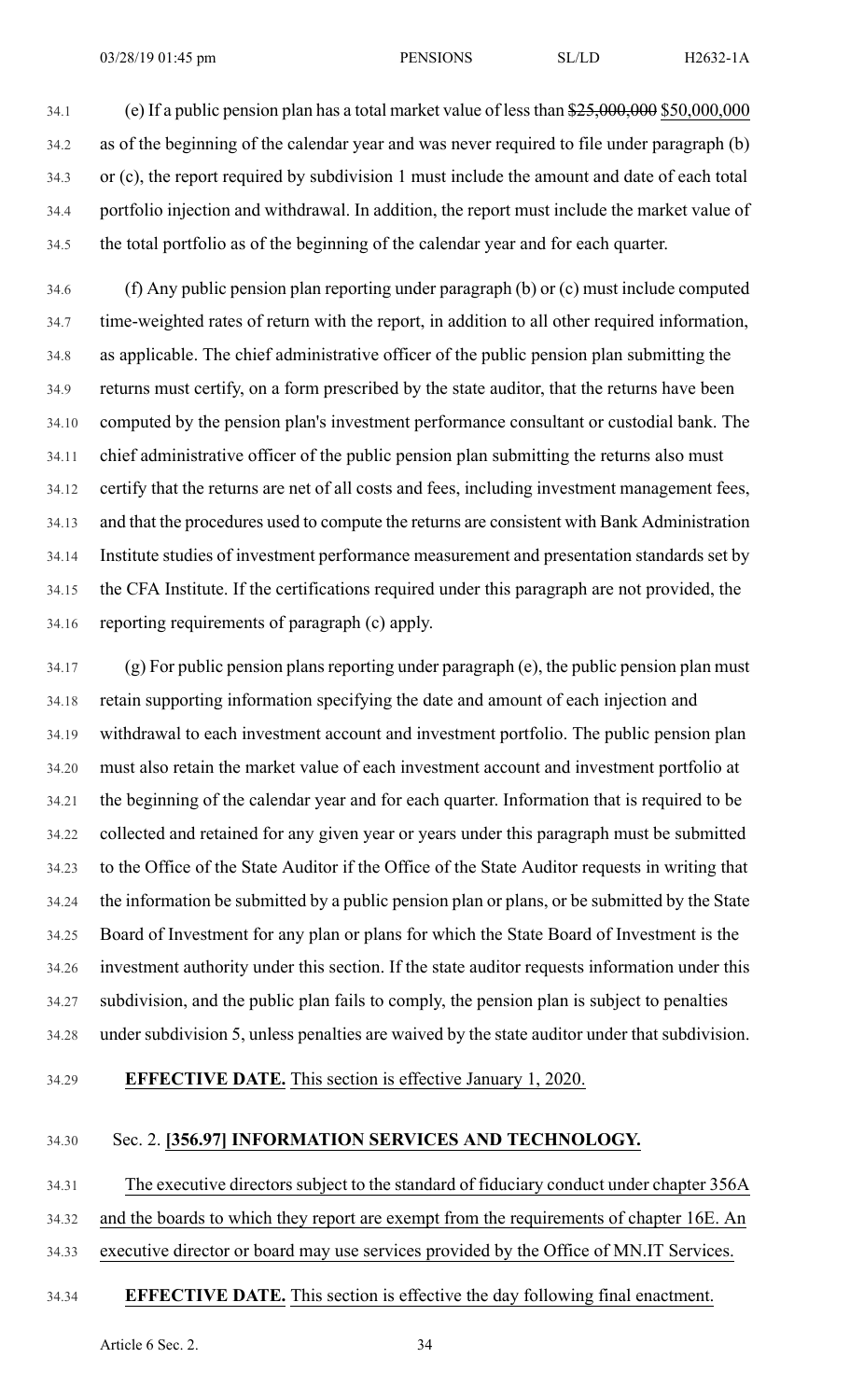(e) If a public pension plan has a total market value of less than ~~$25,000,000~~ $50,000,000 as of the beginning of the calendar year and was never required to file under paragraph (b) or (c), the report required by subdivision 1 must include the amount and date of each total portfolio injection and withdrawal. In addition, the report must include the market value of the total portfolio as of the beginning of the calendar year and for each quarter.

(f) Any public pension plan reporting under paragraph (b) or (c) must include computed time-weighted rates of return with the report, in addition to all other required information, as applicable. The chief administrative officer of the public pension plan submitting the returns must certify, on a form prescribed by the state auditor, that the returns have been computed by the pension plan's investment performance consultant or custodial bank. The chief administrative officer of the public pension plan submitting the returns also must certify that the returns are net of all costs and fees, including investment management fees, and that the procedures used to compute the returns are consistent with Bank Administration Institute studies of investment performance measurement and presentation standards set by the CFA Institute. If the certifications required under this paragraph are not provided, the reporting requirements of paragraph (c) apply.

(g) For public pension plans reporting under paragraph (e), the public pension plan must retain supporting information specifying the date and amount of each injection and withdrawal to each investment account and investment portfolio. The public pension plan must also retain the market value of each investment account and investment portfolio at the beginning of the calendar year and for each quarter. Information that is required to be collected and retained for any given year or years under this paragraph must be submitted to the Office of the State Auditor if the Office of the State Auditor requests in writing that the information be submitted by a public pension plan or plans, or be submitted by the State Board of Investment for any plan or plans for which the State Board of Investment is the investment authority under this section. If the state auditor requests information under this subdivision, and the public plan fails to comply, the pension plan is subject to penalties under subdivision 5, unless penalties are waived by the state auditor under that subdivision.

**EFFECTIVE DATE.** This section is effective January 1, 2020.

Sec. 2. **[356.97] INFORMATION SERVICES AND TECHNOLOGY.**

The executive directors subject to the standard of fiduciary conduct under chapter 356A and the boards to which they report are exempt from the requirements of chapter 16E. An executive director or board may use services provided by the Office of MN.IT Services.

**EFFECTIVE DATE.** This section is effective the day following final enactment.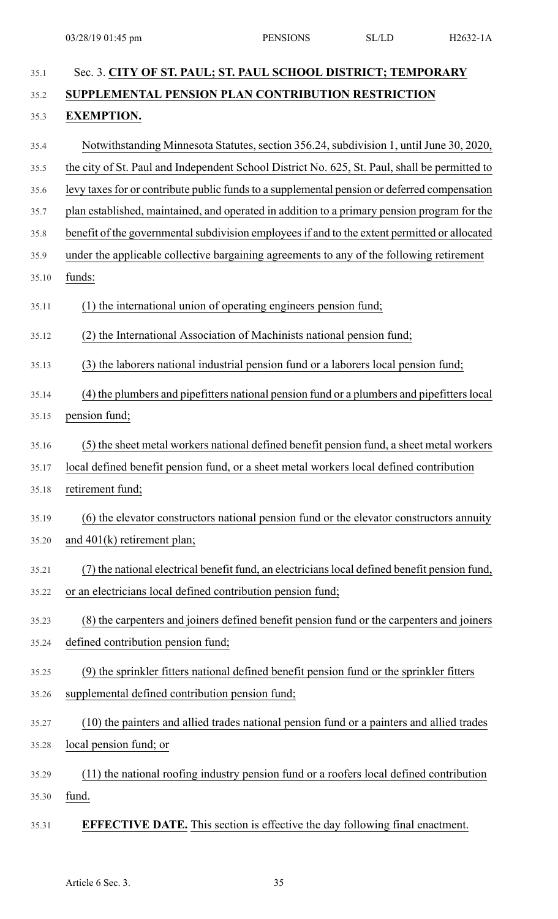Sec. 3. **CITY OF ST. PAUL; ST. PAUL SCHOOL DISTRICT; TEMPORARY SUPPLEMENTAL PENSION PLAN CONTRIBUTION RESTRICTION EXEMPTION.**

Notwithstanding Minnesota Statutes, section 356.24, subdivision 1, until June 30, 2020, the city of St. Paul and Independent School District No. 625, St. Paul, shall be permitted to levy taxes for or contribute public funds to a supplemental pension or deferred compensation plan established, maintained, and operated in addition to a primary pension program for the benefit of the governmental subdivision employees if and to the extent permitted or allocated under the applicable collective bargaining agreements to any of the following retirement funds:

(1) the international union of operating engineers pension fund;

(2) the International Association of Machinists national pension fund;

(3) the laborers national industrial pension fund or a laborers local pension fund;

(4) the plumbers and pipefitters national pension fund or a plumbers and pipefitters local pension fund;

(5) the sheet metal workers national defined benefit pension fund, a sheet metal workers local defined benefit pension fund, or a sheet metal workers local defined contribution retirement fund;

(6) the elevator constructors national pension fund or the elevator constructors annuity and 401(k) retirement plan;

(7) the national electrical benefit fund, an electricians local defined benefit pension fund, or an electricians local defined contribution pension fund;

(8) the carpenters and joiners defined benefit pension fund or the carpenters and joiners defined contribution pension fund;

(9) the sprinkler fitters national defined benefit pension fund or the sprinkler fitters supplemental defined contribution pension fund;

(10) the painters and allied trades national pension fund or a painters and allied trades local pension fund; or

(11) the national roofing industry pension fund or a roofers local defined contribution fund.

**EFFECTIVE DATE.** This section is effective the day following final enactment.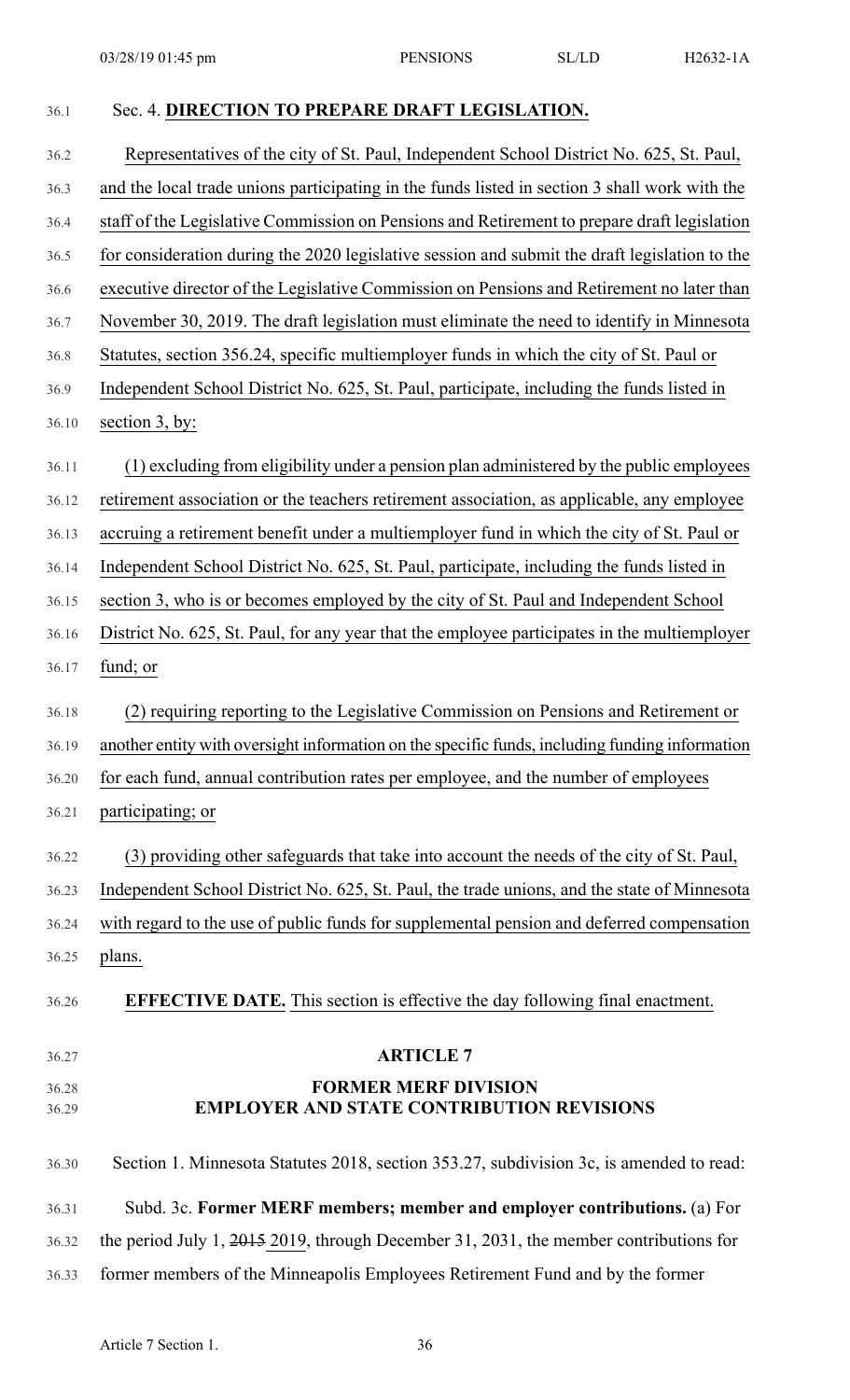Sec. 4. **DIRECTION TO PREPARE DRAFT LEGISLATION.**

Representatives of the city of St. Paul, Independent School District No. 625, St. Paul, and the local trade unions participating in the funds listed in section 3 shall work with the staff of the Legislative Commission on Pensions and Retirement to prepare draft legislation for consideration during the 2020 legislative session and submit the draft legislation to the executive director of the Legislative Commission on Pensions and Retirement no later than November 30, 2019. The draft legislation must eliminate the need to identify in Minnesota Statutes, section 356.24, specific multiemployer funds in which the city of St. Paul or Independent School District No. 625, St. Paul, participate, including the funds listed in section 3, by:

(1) excluding from eligibility under a pension plan administered by the public employees retirement association or the teachers retirement association, as applicable, any employee accruing a retirement benefit under a multiemployer fund in which the city of St. Paul or Independent School District No. 625, St. Paul, participate, including the funds listed in section 3, who is or becomes employed by the city of St. Paul and Independent School District No. 625, St. Paul, for any year that the employee participates in the multiemployer fund; or

(2) requiring reporting to the Legislative Commission on Pensions and Retirement or another entity with oversight information on the specific funds, including funding information for each fund, annual contribution rates per employee, and the number of employees participating; or

(3) providing other safeguards that take into account the needs of the city of St. Paul, Independent School District No. 625, St. Paul, the trade unions, and the state of Minnesota with regard to the use of public funds for supplemental pension and deferred compensation plans.

**EFFECTIVE DATE.** This section is effective the day following final enactment.

## ARTICLE 7

## FORMER MERF DIVISION EMPLOYER AND STATE CONTRIBUTION REVISIONS

Section 1. Minnesota Statutes 2018, section 353.27, subdivision 3c, is amended to read:

Subd. 3c. **Former MERF members; member and employer contributions.** (a) For the period July 1, ~~2015~~ 2019, through December 31, 2031, the member contributions for former members of the Minneapolis Employees Retirement Fund and by the former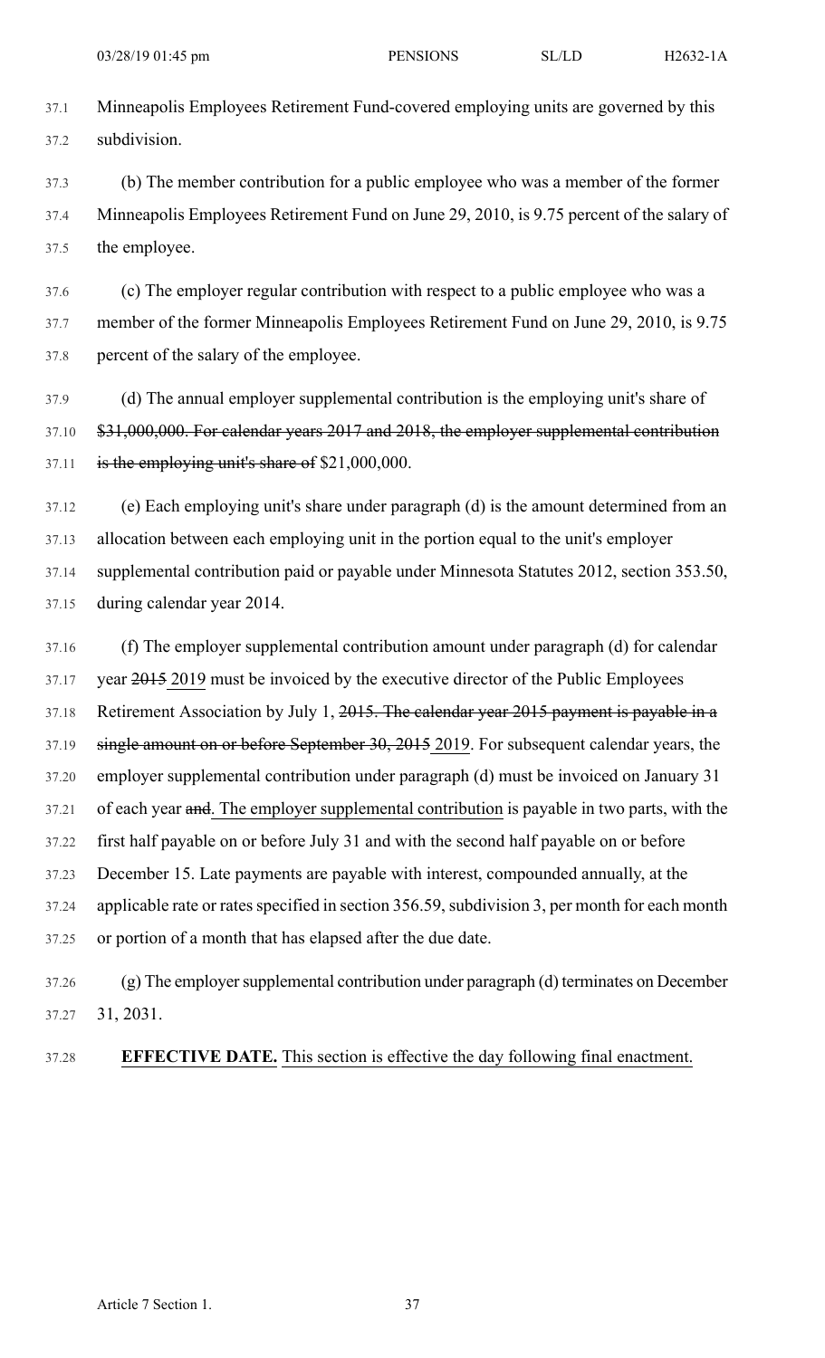Minneapolis Employees Retirement Fund-covered employing units are governed by this subdivision.

(b) The member contribution for a public employee who was a member of the former Minneapolis Employees Retirement Fund on June 29, 2010, is 9.75 percent of the salary of the employee.

(c) The employer regular contribution with respect to a public employee who was a member of the former Minneapolis Employees Retirement Fund on June 29, 2010, is 9.75 percent of the salary of the employee.

(d) The annual employer supplemental contribution is the employing unit's share of ~~$31,000,000. For calendar years 2017 and 2018, the employer supplemental contribution is the employing unit's share of~~ $21,000,000.

(e) Each employing unit's share under paragraph (d) is the amount determined from an allocation between each employing unit in the portion equal to the unit's employer supplemental contribution paid or payable under Minnesota Statutes 2012, section 353.50, during calendar year 2014.

(f) The employer supplemental contribution amount under paragraph (d) for calendar year ~~2015~~ 2019 must be invoiced by the executive director of the Public Employees Retirement Association by July 1, ~~2015. The calendar year 2015 payment is payable in a single amount on or before September 30, 2015~~ 2019. For subsequent calendar years, the employer supplemental contribution under paragraph (d) must be invoiced on January 31 of each year ~~and~~. The employer supplemental contribution is payable in two parts, with the first half payable on or before July 31 and with the second half payable on or before December 15. Late payments are payable with interest, compounded annually, at the applicable rate or rates specified in section 356.59, subdivision 3, per month for each month or portion of a month that has elapsed after the due date.

(g) The employer supplemental contribution under paragraph (d) terminates on December 31, 2031.

**EFFECTIVE DATE.** This section is effective the day following final enactment.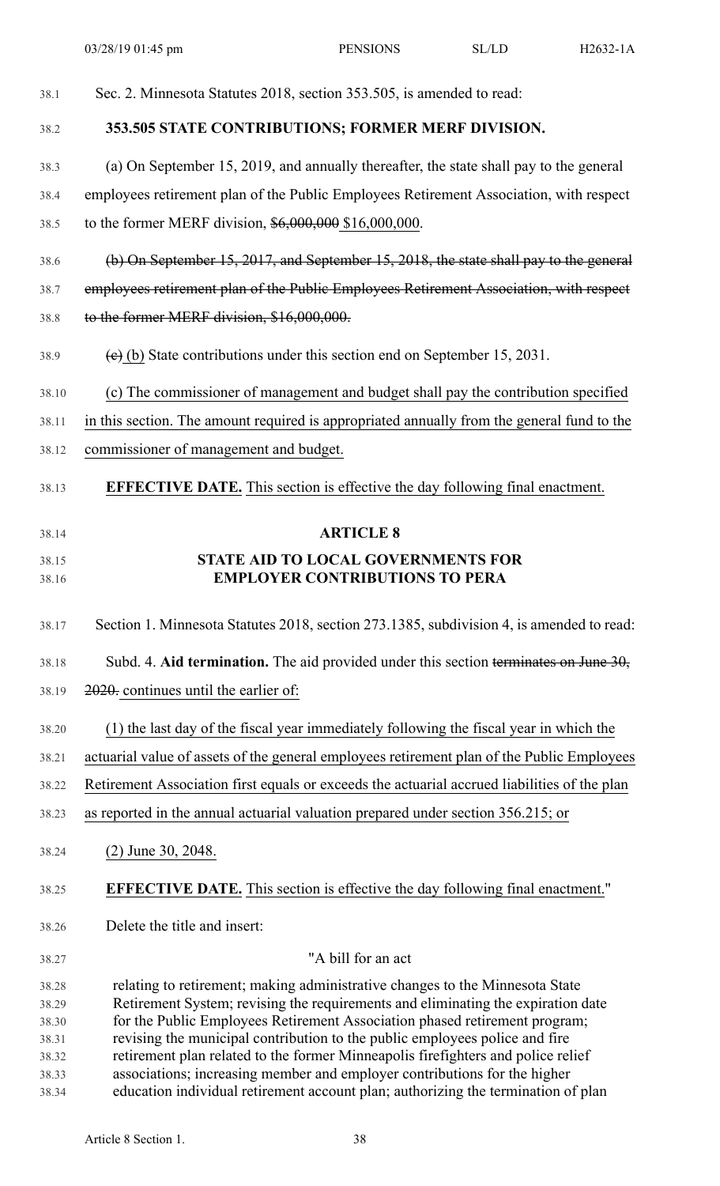Sec. 2. Minnesota Statutes 2018, section 353.505, is amended to read:

**353.505 STATE CONTRIBUTIONS; FORMER MERF DIVISION.**

(a) On September 15, 2019, and annually thereafter, the state shall pay to the general employees retirement plan of the Public Employees Retirement Association, with respect to the former MERF division, ~~$6,000,000~~ $16,000,000.

~~(b) On September 15, 2017, and September 15, 2018, the state shall pay to the general employees retirement plan of the Public Employees Retirement Association, with respect to the former MERF division, $16,000,000.~~

~~(c)~~ (b) State contributions under this section end on September 15, 2031.

(c) The commissioner of management and budget shall pay the contribution specified in this section. The amount required is appropriated annually from the general fund to the commissioner of management and budget.

**EFFECTIVE DATE.** This section is effective the day following final enactment.

**ARTICLE 8**

**STATE AID TO LOCAL GOVERNMENTS FOR EMPLOYER CONTRIBUTIONS TO PERA**

Section 1. Minnesota Statutes 2018, section 273.1385, subdivision 4, is amended to read:

Subd. 4. **Aid termination.** The aid provided under this section ~~terminates on June 30, 2020.~~ continues until the earlier of:

(1) the last day of the fiscal year immediately following the fiscal year in which the actuarial value of assets of the general employees retirement plan of the Public Employees Retirement Association first equals or exceeds the actuarial accrued liabilities of the plan as reported in the annual actuarial valuation prepared under section 356.215; or

(2) June 30, 2048.

**EFFECTIVE DATE.** This section is effective the day following final enactment."

Delete the title and insert:

"A bill for an act

relating to retirement; making administrative changes to the Minnesota State Retirement System; revising the requirements and eliminating the expiration date for the Public Employees Retirement Association phased retirement program; revising the municipal contribution to the public employees police and fire retirement plan related to the former Minneapolis firefighters and police relief associations; increasing member and employer contributions for the higher education individual retirement account plan; authorizing the termination of plan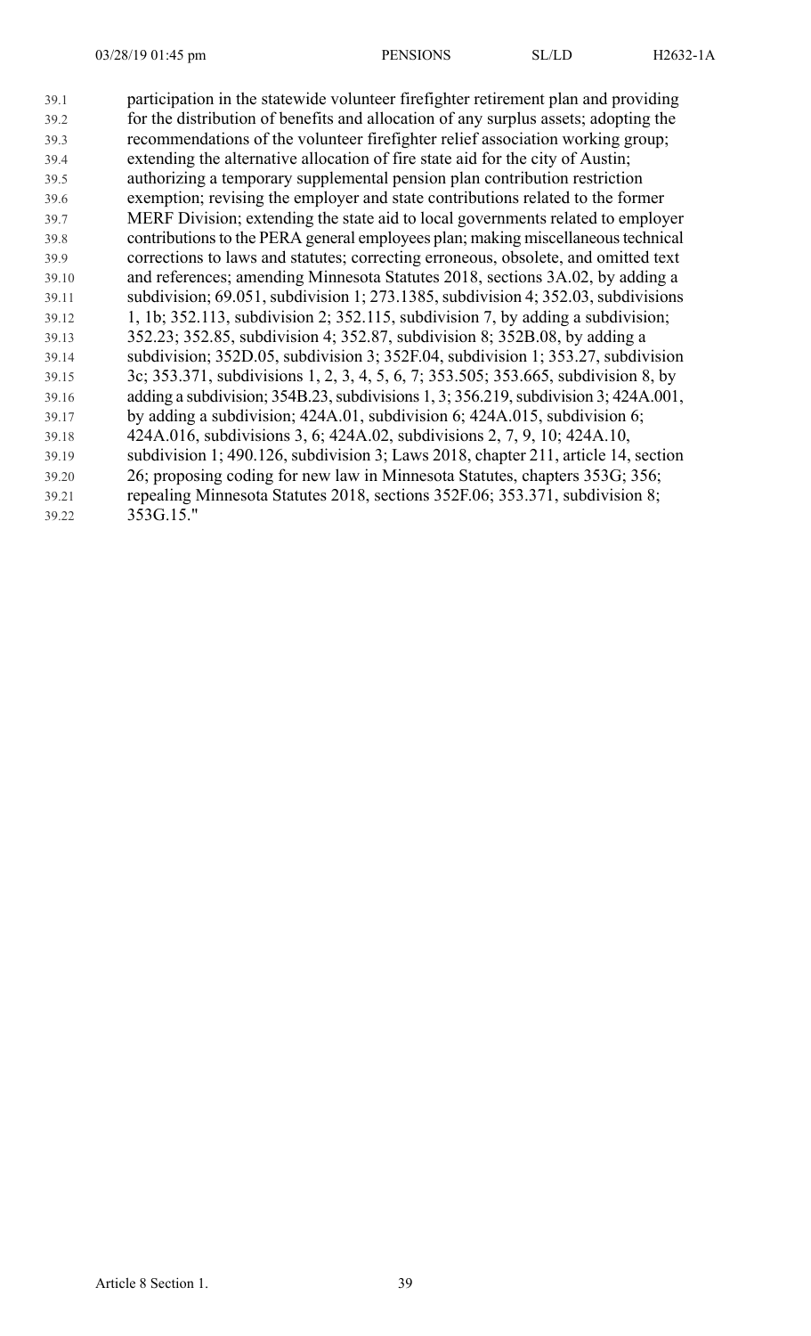participation in the statewide volunteer firefighter retirement plan and providing for the distribution of benefits and allocation of any surplus assets; adopting the recommendations of the volunteer firefighter relief association working group; extending the alternative allocation of fire state aid for the city of Austin; authorizing a temporary supplemental pension plan contribution restriction exemption; revising the employer and state contributions related to the former MERF Division; extending the state aid to local governments related to employer contributions to the PERA general employees plan; making miscellaneous technical corrections to laws and statutes; correcting erroneous, obsolete, and omitted text and references; amending Minnesota Statutes 2018, sections 3A.02, by adding a subdivision; 69.051, subdivision 1; 273.1385, subdivision 4; 352.03, subdivisions 1, 1b; 352.113, subdivision 2; 352.115, subdivision 7, by adding a subdivision; 352.23; 352.85, subdivision 4; 352.87, subdivision 8; 352B.08, by adding a subdivision; 352D.05, subdivision 3; 352F.04, subdivision 1; 353.27, subdivision 3c; 353.371, subdivisions 1, 2, 3, 4, 5, 6, 7; 353.505; 353.665, subdivision 8, by adding a subdivision; 354B.23, subdivisions 1, 3; 356.219, subdivision 3; 424A.001, by adding a subdivision; 424A.01, subdivision 6; 424A.015, subdivision 6; 424A.016, subdivisions 3, 6; 424A.02, subdivisions 2, 7, 9, 10; 424A.10, subdivision 1; 490.126, subdivision 3; Laws 2018, chapter 211, article 14, section 26; proposing coding for new law in Minnesota Statutes, chapters 353G; 356; repealing Minnesota Statutes 2018, sections 352F.06; 353.371, subdivision 8; 353G.15."